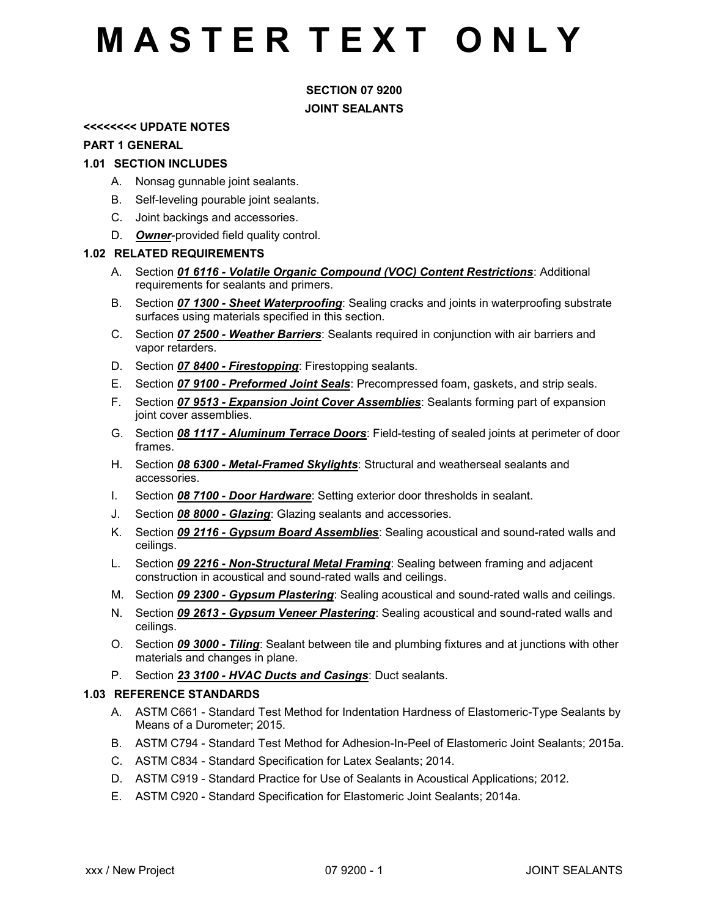# M A S T E R T E X T O N L Y

## SECTION 07 9200

## JOINT SEALANTS

**<<<<<<<< UPDATE NOTES**

### PART 1 GENERAL

### 1.01 SECTION INCLUDES

A. Nonsag gunnable joint sealants.

B. Self-leveling pourable joint sealants.

C. Joint backings and accessories.

D. ***Owner***-provided field quality control.

### 1.02 RELATED REQUIREMENTS

A. Section ***01 6116 - Volatile Organic Compound (VOC) Content Restrictions***: Additional requirements for sealants and primers.

B. Section ***07 1300 - Sheet Waterproofing***: Sealing cracks and joints in waterproofing substrate surfaces using materials specified in this section.

C. Section ***07 2500 - Weather Barriers***: Sealants required in conjunction with air barriers and vapor retarders.

D. Section ***07 8400 - Firestopping***: Firestopping sealants.

E. Section ***07 9100 - Preformed Joint Seals***: Precompressed foam, gaskets, and strip seals.

F. Section ***07 9513 - Expansion Joint Cover Assemblies***: Sealants forming part of expansion joint cover assemblies.

G. Section ***08 1117 - Aluminum Terrace Doors***: Field-testing of sealed joints at perimeter of door frames.

H. Section ***08 6300 - Metal-Framed Skylights***: Structural and weatherseal sealants and accessories.

I. Section ***08 7100 - Door Hardware***: Setting exterior door thresholds in sealant.

J. Section ***08 8000 - Glazing***: Glazing sealants and accessories.

K. Section ***09 2116 - Gypsum Board Assemblies***: Sealing acoustical and sound-rated walls and ceilings.

L. Section ***09 2216 - Non-Structural Metal Framing***: Sealing between framing and adjacent construction in acoustical and sound-rated walls and ceilings.

M. Section ***09 2300 - Gypsum Plastering***: Sealing acoustical and sound-rated walls and ceilings.

N. Section ***09 2613 - Gypsum Veneer Plastering***: Sealing acoustical and sound-rated walls and ceilings.

O. Section ***09 3000 - Tiling***: Sealant between tile and plumbing fixtures and at junctions with other materials and changes in plane.

P. Section ***23 3100 - HVAC Ducts and Casings***: Duct sealants.

### 1.03 REFERENCE STANDARDS

A. ASTM C661 - Standard Test Method for Indentation Hardness of Elastomeric-Type Sealants by Means of a Durometer; 2015.

B. ASTM C794 - Standard Test Method for Adhesion-In-Peel of Elastomeric Joint Sealants; 2015a.

C. ASTM C834 - Standard Specification for Latex Sealants; 2014.

D. ASTM C919 - Standard Practice for Use of Sealants in Acoustical Applications; 2012.

E. ASTM C920 - Standard Specification for Elastomeric Joint Sealants; 2014a.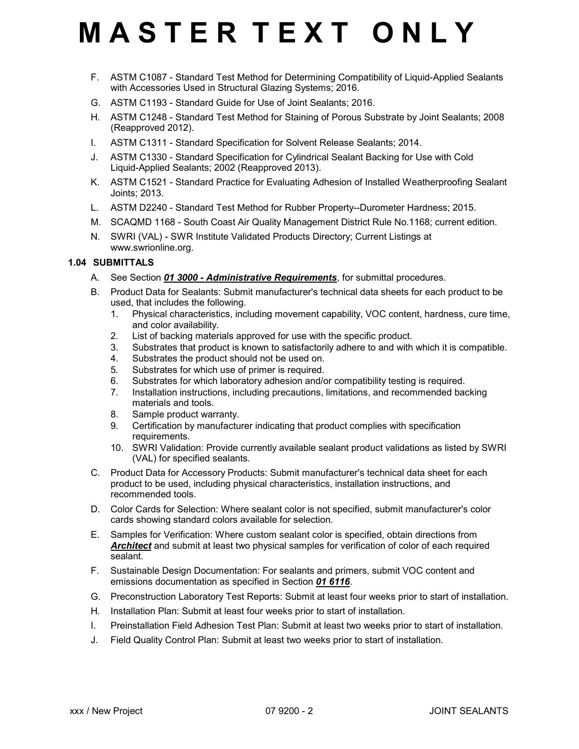# MASTER TEXT ONLY

F. ASTM C1087 - Standard Test Method for Determining Compatibility of Liquid-Applied Sealants with Accessories Used in Structural Glazing Systems; 2016.

G. ASTM C1193 - Standard Guide for Use of Joint Sealants; 2016.

H. ASTM C1248 - Standard Test Method for Staining of Porous Substrate by Joint Sealants; 2008 (Reapproved 2012).

I. ASTM C1311 - Standard Specification for Solvent Release Sealants; 2014.

J. ASTM C1330 - Standard Specification for Cylindrical Sealant Backing for Use with Cold Liquid-Applied Sealants; 2002 (Reapproved 2013).

K. ASTM C1521 - Standard Practice for Evaluating Adhesion of Installed Weatherproofing Sealant Joints; 2013.

L. ASTM D2240 - Standard Test Method for Rubber Property--Durometer Hardness; 2015.

M. SCAQMD 1168 - South Coast Air Quality Management District Rule No.1168; current edition.

N. SWRI (VAL) - SWR Institute Validated Products Directory; Current Listings at www.swrionline.org.

### 1.04 SUBMITTALS

A. See Section ***01 3000 - Administrative Requirements***, for submittal procedures.

B. Product Data for Sealants: Submit manufacturer's technical data sheets for each product to be used, that includes the following.

   1. Physical characteristics, including movement capability, VOC content, hardness, cure time, and color availability.
   2. List of backing materials approved for use with the specific product.
   3. Substrates that product is known to satisfactorily adhere to and with which it is compatible.
   4. Substrates the product should not be used on.
   5. Substrates for which use of primer is required.
   6. Substrates for which laboratory adhesion and/or compatibility testing is required.
   7. Installation instructions, including precautions, limitations, and recommended backing materials and tools.
   8. Sample product warranty.
   9. Certification by manufacturer indicating that product complies with specification requirements.
   10. SWRI Validation: Provide currently available sealant product validations as listed by SWRI (VAL) for specified sealants.

C. Product Data for Accessory Products: Submit manufacturer's technical data sheet for each product to be used, including physical characteristics, installation instructions, and recommended tools.

D. Color Cards for Selection: Where sealant color is not specified, submit manufacturer's color cards showing standard colors available for selection.

E. Samples for Verification: Where custom sealant color is specified, obtain directions from ***Architect*** and submit at least two physical samples for verification of color of each required sealant.

F. Sustainable Design Documentation: For sealants and primers, submit VOC content and emissions documentation as specified in Section ***01 6116***.

G. Preconstruction Laboratory Test Reports: Submit at least four weeks prior to start of installation.

H. Installation Plan: Submit at least four weeks prior to start of installation.

I. Preinstallation Field Adhesion Test Plan: Submit at least two weeks prior to start of installation.

J. Field Quality Control Plan: Submit at least two weeks prior to start of installation.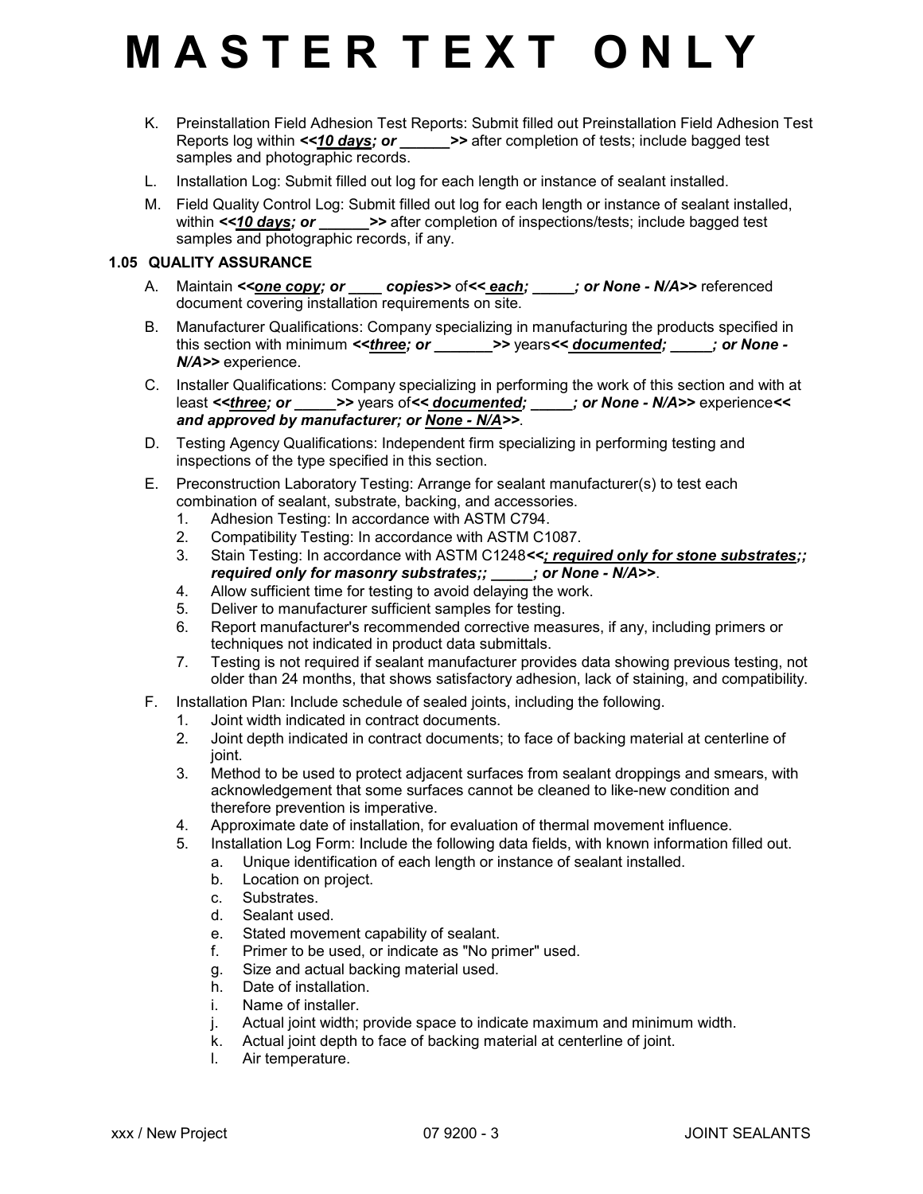# M A S T E R T E X T O N L Y

K. Preinstallation Field Adhesion Test Reports: Submit filled out Preinstallation Field Adhesion Test Reports log within ***<<10 days; or ______>>*** after completion of tests; include bagged test samples and photographic records.

L. Installation Log: Submit filled out log for each length or instance of sealant installed.

M. Field Quality Control Log: Submit filled out log for each length or instance of sealant installed, within ***<<10 days; or ______>>*** after completion of inspections/tests; include bagged test samples and photographic records, if any.

### 1.05 QUALITY ASSURANCE

A. Maintain ***<<one copy; or ____ copies>>*** of ***<< each; _____; or None - N/A>>*** referenced document covering installation requirements on site.

B. Manufacturer Qualifications: Company specializing in manufacturing the products specified in this section with minimum ***<<three; or _______>>*** years ***<< documented; _____; or None - N/A>>*** experience.

C. Installer Qualifications: Company specializing in performing the work of this section and with at least ***<<three; or _____>>*** years of ***<< documented; _____; or None - N/A>>*** experience ***<< and approved by manufacturer; or None - N/A>>***.

D. Testing Agency Qualifications: Independent firm specializing in performing testing and inspections of the type specified in this section.

E. Preconstruction Laboratory Testing: Arrange for sealant manufacturer(s) to test each combination of sealant, substrate, backing, and accessories.
   1. Adhesion Testing: In accordance with ASTM C794.
   2. Compatibility Testing: In accordance with ASTM C1087.
   3. Stain Testing: In accordance with ASTM C1248***<<; required only for stone substrates;; required only for masonry substrates;; _____; or None - N/A>>***.
   4. Allow sufficient time for testing to avoid delaying the work.
   5. Deliver to manufacturer sufficient samples for testing.
   6. Report manufacturer's recommended corrective measures, if any, including primers or techniques not indicated in product data submittals.
   7. Testing is not required if sealant manufacturer provides data showing previous testing, not older than 24 months, that shows satisfactory adhesion, lack of staining, and compatibility.

F. Installation Plan: Include schedule of sealed joints, including the following.
   1. Joint width indicated in contract documents.
   2. Joint depth indicated in contract documents; to face of backing material at centerline of joint.
   3. Method to be used to protect adjacent surfaces from sealant droppings and smears, with acknowledgement that some surfaces cannot be cleaned to like-new condition and therefore prevention is imperative.
   4. Approximate date of installation, for evaluation of thermal movement influence.
   5. Installation Log Form: Include the following data fields, with known information filled out.
      a. Unique identification of each length or instance of sealant installed.
      b. Location on project.
      c. Substrates.
      d. Sealant used.
      e. Stated movement capability of sealant.
      f. Primer to be used, or indicate as "No primer" used.
      g. Size and actual backing material used.
      h. Date of installation.
      i. Name of installer.
      j. Actual joint width; provide space to indicate maximum and minimum width.
      k. Actual joint depth to face of backing material at centerline of joint.
      l. Air temperature.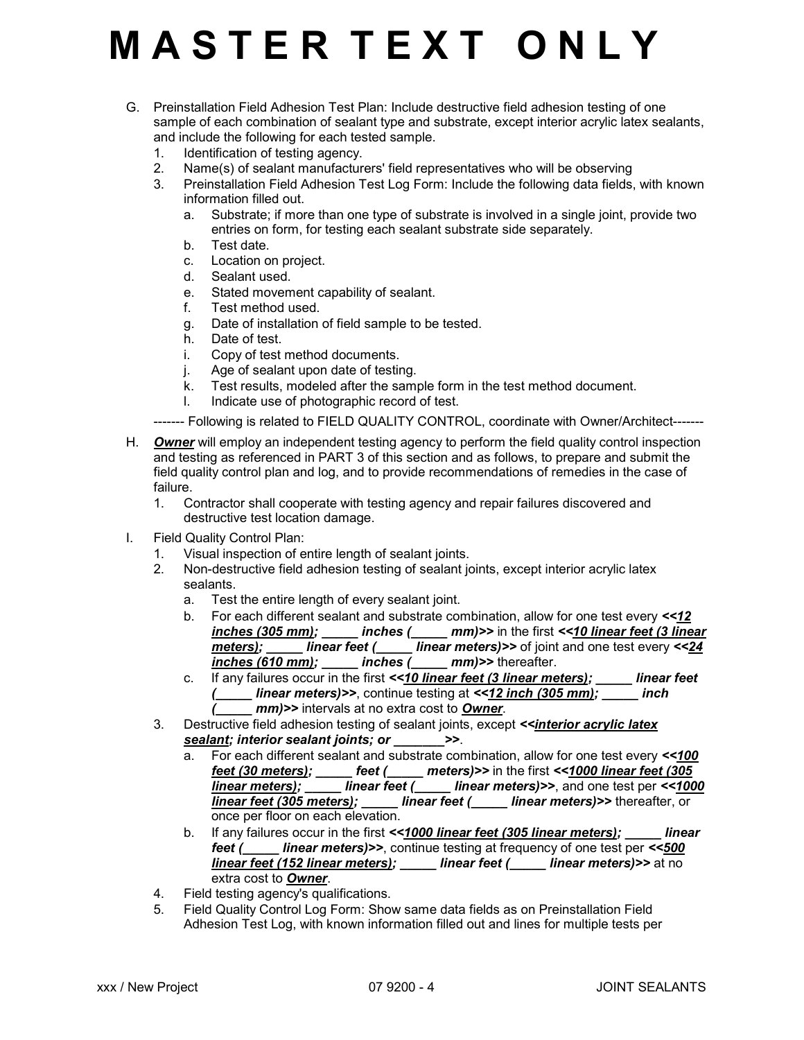# M A S T E R T E X T O N L Y

G. Preinstallation Field Adhesion Test Plan: Include destructive field adhesion testing of one sample of each combination of sealant type and substrate, except interior acrylic latex sealants, and include the following for each tested sample.
   1. Identification of testing agency.
   2. Name(s) of sealant manufacturers' field representatives who will be observing
   3. Preinstallation Field Adhesion Test Log Form: Include the following data fields, with known information filled out.
      a. Substrate; if more than one type of substrate is involved in a single joint, provide two entries on form, for testing each sealant substrate side separately.
      b. Test date.
      c. Location on project.
      d. Sealant used.
      e. Stated movement capability of sealant.
      f. Test method used.
      g. Date of installation of field sample to be tested.
      h. Date of test.
      i. Copy of test method documents.
      j. Age of sealant upon date of testing.
      k. Test results, modeled after the sample form in the test method document.
      l. Indicate use of photographic record of test.

------- Following is related to FIELD QUALITY CONTROL, coordinate with Owner/Architect-------

H. ***Owner*** will employ an independent testing agency to perform the field quality control inspection and testing as referenced in PART 3 of this section and as follows, to prepare and submit the field quality control plan and log, and to provide recommendations of remedies in the case of failure.
   1. Contractor shall cooperate with testing agency and repair failures discovered and destructive test location damage.

I. Field Quality Control Plan:
   1. Visual inspection of entire length of sealant joints.
   2. Non-destructive field adhesion testing of sealant joints, except interior acrylic latex sealants.
      a. Test the entire length of every sealant joint.
      b. For each different sealant and substrate combination, allow for one test every ***<<12 inches (305 mm); _____ inches (_____ mm)>>*** in the first ***<<10 linear feet (3 linear meters); _____ linear feet (_____ linear meters)>>*** of joint and one test every ***<<24 inches (610 mm); _____ inches (_____ mm)>>*** thereafter.
      c. If any failures occur in the first ***<<10 linear feet (3 linear meters); _____ linear feet (_____ linear meters)>>***, continue testing at ***<<12 inch (305 mm); _____ inch (_____ mm)>>*** intervals at no extra cost to ***Owner***.
   3. Destructive field adhesion testing of sealant joints, except ***<<interior acrylic latex sealant; interior sealant joints; or _______>>***.
      a. For each different sealant and substrate combination, allow for one test every ***<<100 feet (30 meters); _____ feet (_____ meters)>>*** in the first ***<<1000 linear feet (305 linear meters); _____ linear feet (_____ linear meters)>>***, and one test per ***<<1000 linear feet (305 meters); _____ linear feet (_____ linear meters)>>*** thereafter, or once per floor on each elevation.
      b. If any failures occur in the first ***<<1000 linear feet (305 linear meters); _____ linear feet (_____ linear meters)>>***, continue testing at frequency of one test per ***<<500 linear feet (152 linear meters); _____ linear feet (_____ linear meters)>>*** at no extra cost to ***Owner***.
   4. Field testing agency's qualifications.
   5. Field Quality Control Log Form: Show same data fields as on Preinstallation Field Adhesion Test Log, with known information filled out and lines for multiple tests per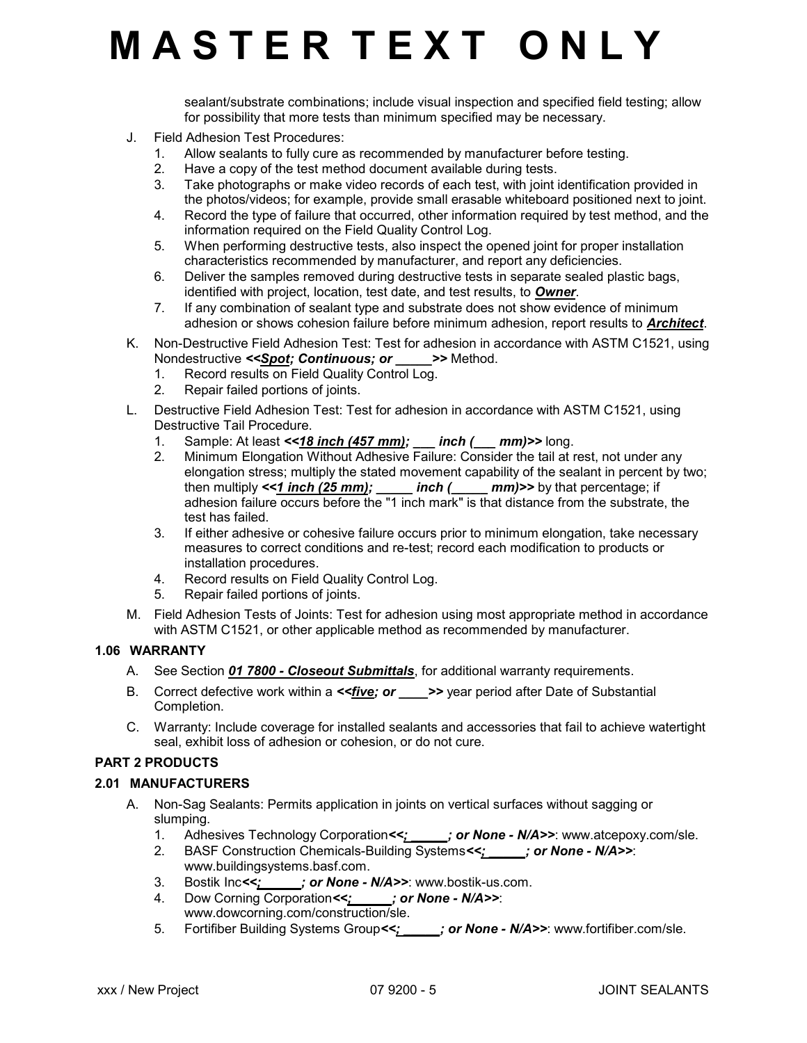sealant/substrate combinations; include visual inspection and specified field testing; allow for possibility that more tests than minimum specified may be necessary.

J. Field Adhesion Test Procedures:
   1. Allow sealants to fully cure as recommended by manufacturer before testing.
   2. Have a copy of the test method document available during tests.
   3. Take photographs or make video records of each test, with joint identification provided in the photos/videos; for example, provide small erasable whiteboard positioned next to joint.
   4. Record the type of failure that occurred, other information required by test method, and the information required on the Field Quality Control Log.
   5. When performing destructive tests, also inspect the opened joint for proper installation characteristics recommended by manufacturer, and report any deficiencies.
   6. Deliver the samples removed during destructive tests in separate sealed plastic bags, identified with project, location, test date, and test results, to ***Owner***.
   7. If any combination of sealant type and substrate does not show evidence of minimum adhesion or shows cohesion failure before minimum adhesion, report results to ***Architect***.

K. Non-Destructive Field Adhesion Test: Test for adhesion in accordance with ASTM C1521, using Nondestructive ***<<Spot; Continuous; or _____>>*** Method.
   1. Record results on Field Quality Control Log.
   2. Repair failed portions of joints.

L. Destructive Field Adhesion Test: Test for adhesion in accordance with ASTM C1521, using Destructive Tail Procedure.
   1. Sample: At least ***<<18 inch (457 mm); ___ inch (___ mm)>>*** long.
   2. Minimum Elongation Without Adhesive Failure: Consider the tail at rest, not under any elongation stress; multiply the stated movement capability of the sealant in percent by two; then multiply ***<<1 inch (25 mm); _____ inch (_____ mm)>>*** by that percentage; if adhesion failure occurs before the "1 inch mark" is that distance from the substrate, the test has failed.
   3. If either adhesive or cohesive failure occurs prior to minimum elongation, take necessary measures to correct conditions and re-test; record each modification to products or installation procedures.
   4. Record results on Field Quality Control Log.
   5. Repair failed portions of joints.

M. Field Adhesion Tests of Joints: Test for adhesion using most appropriate method in accordance with ASTM C1521, or other applicable method as recommended by manufacturer.

### 1.06 WARRANTY

A. See Section ***01 7800 - Closeout Submittals***, for additional warranty requirements.

B. Correct defective work within a ***<<five; or ____>>*** year period after Date of Substantial Completion.

C. Warranty: Include coverage for installed sealants and accessories that fail to achieve watertight seal, exhibit loss of adhesion or cohesion, or do not cure.

## PART 2 PRODUCTS

### 2.01 MANUFACTURERS

A. Non-Sag Sealants: Permits application in joints on vertical surfaces without sagging or slumping.
   1. Adhesives Technology Corporation***<<; _____; or None - N/A>>***: www.atcepoxy.com/sle.
   2. BASF Construction Chemicals-Building Systems***<<; _____; or None - N/A>>***: www.buildingsystems.basf.com.
   3. Bostik Inc***<<; _____; or None - N/A>>***: www.bostik-us.com.
   4. Dow Corning Corporation***<<; _____; or None - N/A>>***: www.dowcorning.com/construction/sle.
   5. Fortifiber Building Systems Group***<<; _____; or None - N/A>>***: www.fortifiber.com/sle.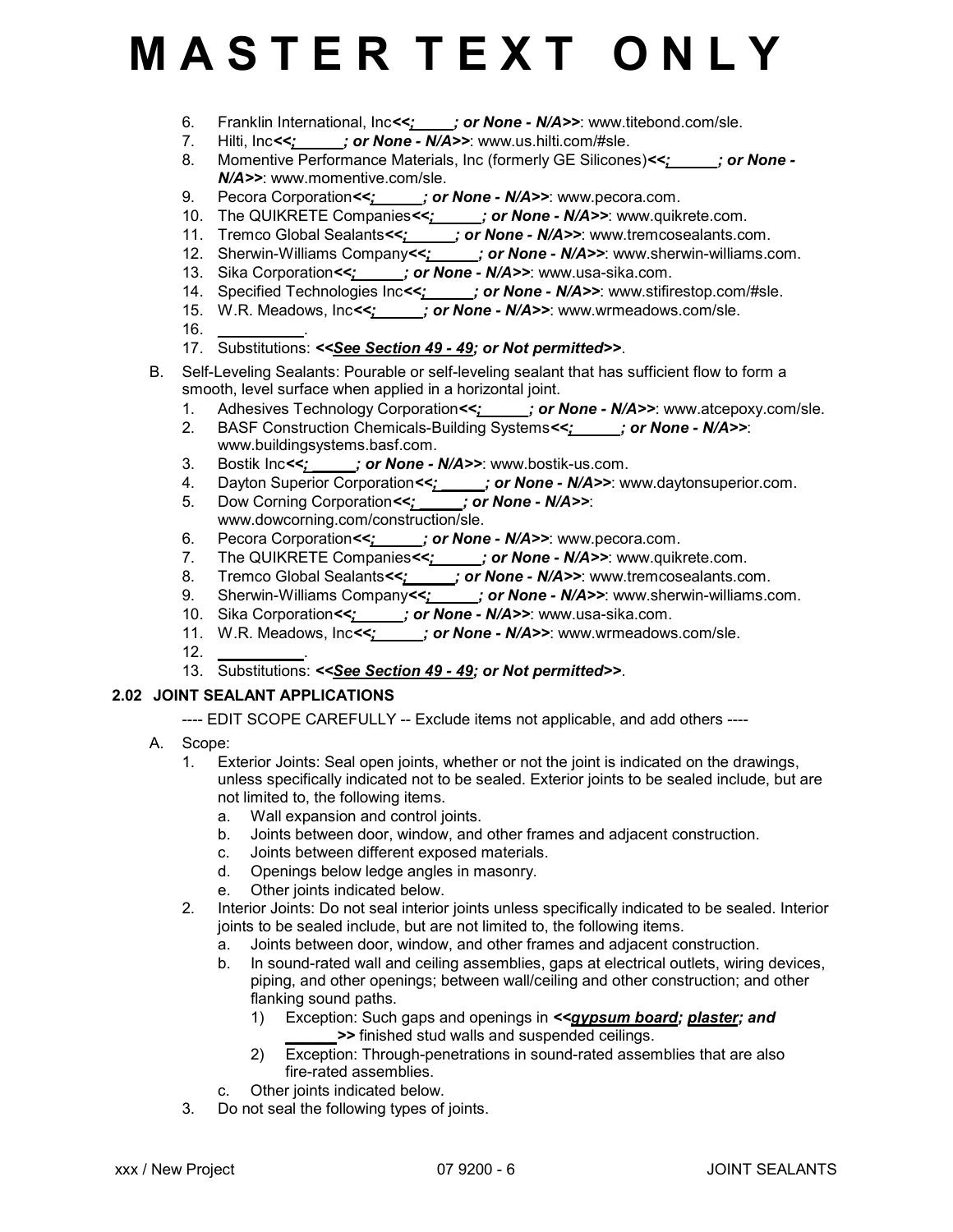# M A S T E R T E X T O N L Y

6. Franklin International, Inc***<<;_____; or None - N/A>>***: www.titebond.com/sle.
7. Hilti, Inc***<<;______; or None - N/A>>***: www.us.hilti.com/#sle.
8. Momentive Performance Materials, Inc (formerly GE Silicones)***<<;______; or None - N/A>>***: www.momentive.com/sle.
9. Pecora Corporation***<<;______; or None - N/A>>***: www.pecora.com.
10. The QUIKRETE Companies***<<;______; or None - N/A>>***: www.quikrete.com.
11. Tremco Global Sealants***<<;______; or None - N/A>>***: www.tremcosealants.com.
12. Sherwin-Williams Company***<<;______; or None - N/A>>***: www.sherwin-williams.com.
13. Sika Corporation***<<;______; or None - N/A>>***: www.usa-sika.com.
14. Specified Technologies Inc***<<;______; or None - N/A>>***: www.stifirestop.com/#sle.
15. W.R. Meadows, Inc***<<;______; or None - N/A>>***: www.wrmeadows.com/sle.
16. __________.
17. Substitutions: ***<<See Section 49 - 49; or Not permitted>>***.

B. Self-Leveling Sealants: Pourable or self-leveling sealant that has sufficient flow to form a smooth, level surface when applied in a horizontal joint.
1. Adhesives Technology Corporation***<<;______; or None - N/A>>***: www.atcepoxy.com/sle.
2. BASF Construction Chemicals-Building Systems***<<;______; or None - N/A>>***: www.buildingsystems.basf.com.
3. Bostik Inc***<<;______; or None - N/A>>***: www.bostik-us.com.
4. Dayton Superior Corporation***<<;______; or None - N/A>>***: www.daytonsuperior.com.
5. Dow Corning Corporation***<<;______; or None - N/A>>***: www.dowcorning.com/construction/sle.
6. Pecora Corporation***<<;______; or None - N/A>>***: www.pecora.com.
7. The QUIKRETE Companies***<<;______; or None - N/A>>***: www.quikrete.com.
8. Tremco Global Sealants***<<;______; or None - N/A>>***: www.tremcosealants.com.
9. Sherwin-Williams Company***<<;______; or None - N/A>>***: www.sherwin-williams.com.
10. Sika Corporation***<<;______; or None - N/A>>***: www.usa-sika.com.
11. W.R. Meadows, Inc***<<;______; or None - N/A>>***: www.wrmeadows.com/sle.
12. __________.
13. Substitutions: ***<<See Section 49 - 49; or Not permitted>>***.

### 2.02 JOINT SEALANT APPLICATIONS

---- EDIT SCOPE CAREFULLY -- Exclude items not applicable, and add others ----

A. Scope:
1. Exterior Joints: Seal open joints, whether or not the joint is indicated on the drawings, unless specifically indicated not to be sealed. Exterior joints to be sealed include, but are not limited to, the following items.
   a. Wall expansion and control joints.
   b. Joints between door, window, and other frames and adjacent construction.
   c. Joints between different exposed materials.
   d. Openings below ledge angles in masonry.
   e. Other joints indicated below.
2. Interior Joints: Do not seal interior joints unless specifically indicated to be sealed. Interior joints to be sealed include, but are not limited to, the following items.
   a. Joints between door, window, and other frames and adjacent construction.
   b. In sound-rated wall and ceiling assemblies, gaps at electrical outlets, wiring devices, piping, and other openings; between wall/ceiling and other construction; and other flanking sound paths.
      1) Exception: Such gaps and openings in ***<<gypsum board; plaster; and ______>>*** finished stud walls and suspended ceilings.
      2) Exception: Through-penetrations in sound-rated assemblies that are also fire-rated assemblies.
   c. Other joints indicated below.
3. Do not seal the following types of joints.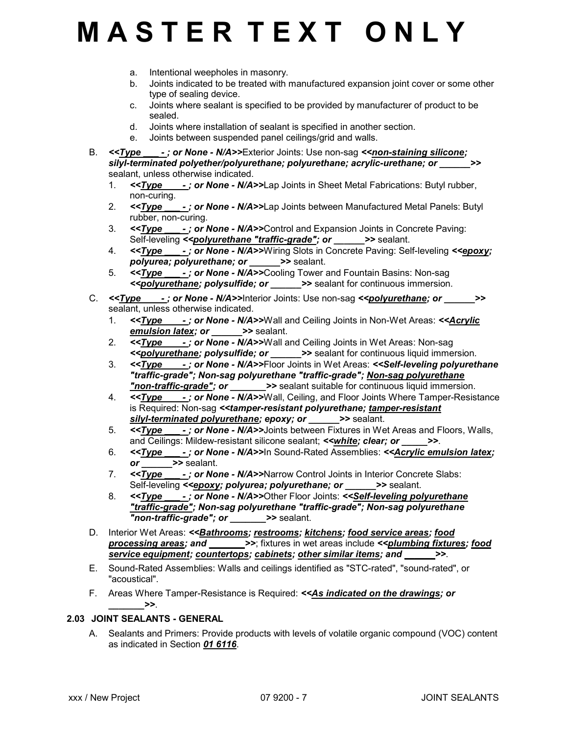# MASTER TEXT ONLY

a. Intentional weepholes in masonry.
b. Joints indicated to be treated with manufactured expansion joint cover or some other type of sealing device.
c. Joints where sealant is specified to be provided by manufacturer of product to be sealed.
d. Joints where installation of sealant is specified in another section.
e. Joints between suspended panel ceilings/grid and walls.

B. ***<<Type ___ - ; or None - N/A>>***Exterior Joints: Use non-sag ***<<non-staining silicone; silyl-terminated polyether/polyurethane; polyurethane; acrylic-urethane; or ______>>*** sealant, unless otherwise indicated.
   1. ***<<Type ___ - ; or None - N/A>>***Lap Joints in Sheet Metal Fabrications: Butyl rubber, non-curing.
   2. ***<<Type ___ - ; or None - N/A>>***Lap Joints between Manufactured Metal Panels: Butyl rubber, non-curing.
   3. ***<<Type ___ - ; or None - N/A>>***Control and Expansion Joints in Concrete Paving: Self-leveling ***<<polyurethane "traffic-grade"; or ______>>*** sealant.
   4. ***<<Type ___ - ; or None - N/A>>***Wiring Slots in Concrete Paving: Self-leveling ***<<epoxy; polyurea; polyurethane; or ______>>*** sealant.
   5. ***<<Type ___ - ; or None - N/A>>***Cooling Tower and Fountain Basins: Non-sag ***<<polyurethane; polysulfide; or ______>>*** sealant for continuous immersion.

C. ***<<Type ___ - ; or None - N/A>>***Interior Joints: Use non-sag ***<<polyurethane; or ______>>*** sealant, unless otherwise indicated.
   1. ***<<Type ___ - ; or None - N/A>>***Wall and Ceiling Joints in Non-Wet Areas: ***<<Acrylic emulsion latex; or ______>>*** sealant.
   2. ***<<Type ___ - ; or None - N/A>>***Wall and Ceiling Joints in Wet Areas: Non-sag ***<<polyurethane; polysulfide; or ______>>*** sealant for continuous liquid immersion.
   3. ***<<Type ___ - ; or None - N/A>>***Floor Joints in Wet Areas: ***<<Self-leveling polyurethane "traffic-grade"; Non-sag polyurethane "traffic-grade"; Non-sag polyurethane "non-traffic-grade"; or _______>>*** sealant suitable for continuous liquid immersion.
   4. ***<<Type ___ - ; or None - N/A>>***Wall, Ceiling, and Floor Joints Where Tamper-Resistance is Required: Non-sag ***<<tamper-resistant polyurethane; tamper-resistant silyl-terminated polyurethane; epoxy; or ______>>*** sealant.
   5. ***<<Type ___ - ; or None - N/A>>***Joints between Fixtures in Wet Areas and Floors, Walls, and Ceilings: Mildew-resistant silicone sealant; ***<<white; clear; or _____>>***.
   6. ***<<Type ___ - ; or None - N/A>>***In Sound-Rated Assemblies: ***<<Acrylic emulsion latex; or ______>>*** sealant.
   7. ***<<Type ___ - ; or None - N/A>>***Narrow Control Joints in Interior Concrete Slabs: Self-leveling ***<<epoxy; polyurea; polyurethane; or ______>>*** sealant.
   8. ***<<Type ___ - ; or None - N/A>>***Other Floor Joints: ***<<Self-leveling polyurethane "traffic-grade"; Non-sag polyurethane "traffic-grade"; Non-sag polyurethane "non-traffic-grade"; or _______>>*** sealant.

D. Interior Wet Areas: ***<<Bathrooms; restrooms; kitchens; food service areas; food processing areas; and _______>>***; fixtures in wet areas include ***<<plumbing fixtures; food service equipment; countertops; cabinets; other similar items; and ______>>***.

E. Sound-Rated Assemblies: Walls and ceilings identified as "STC-rated", "sound-rated", or "acoustical".

F. Areas Where Tamper-Resistance is Required: ***<<As indicated on the drawings; or _______>>***.

## 2.03 JOINT SEALANTS - GENERAL

A. Sealants and Primers: Provide products with levels of volatile organic compound (VOC) content as indicated in Section ***01 6116***.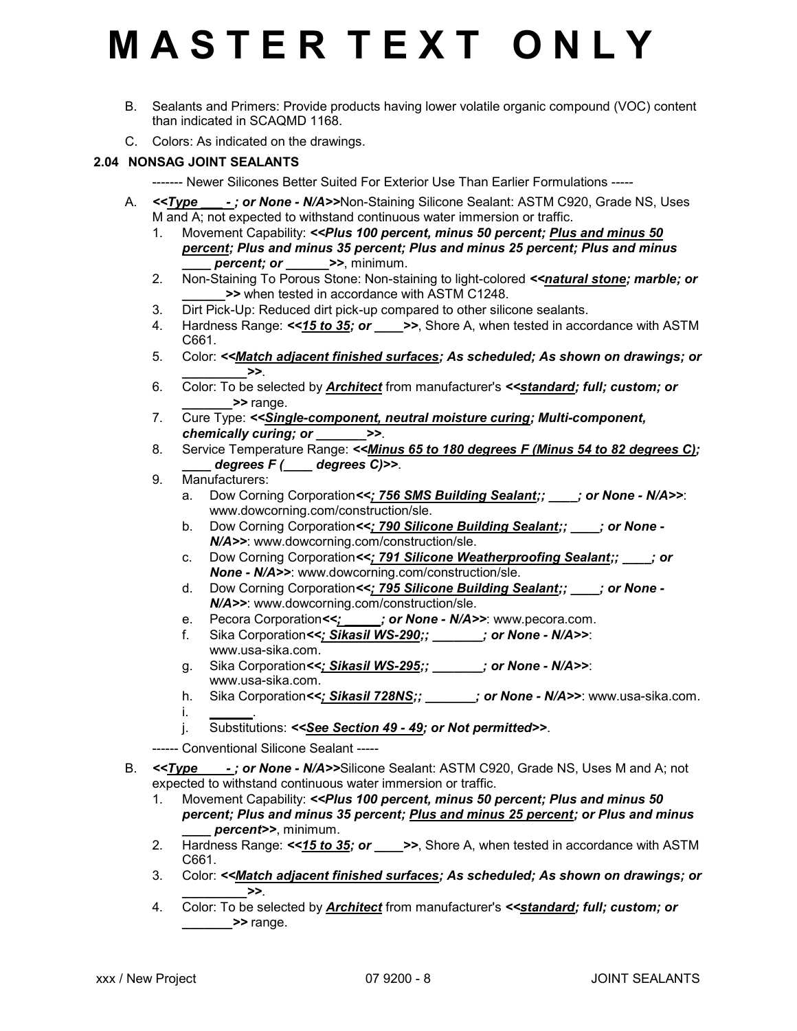# MASTER TEXT ONLY

B. Sealants and Primers: Provide products having lower volatile organic compound (VOC) content than indicated in SCAQMD 1168.

C. Colors: As indicated on the drawings.

### 2.04 NONSAG JOINT SEALANTS

------- Newer Silicones Better Suited For Exterior Use Than Earlier Formulations -----

A. ***<<Type ___ - ; or None - N/A>>***Non-Staining Silicone Sealant: ASTM C920, Grade NS, Uses M and A; not expected to withstand continuous water immersion or traffic.

1. Movement Capability: ***<<Plus 100 percent, minus 50 percent; Plus and minus 50 percent; Plus and minus 35 percent; Plus and minus 25 percent; Plus and minus ____ percent; or ______>>***, minimum.
2. Non-Staining To Porous Stone: Non-staining to light-colored ***<<natural stone; marble; or ______>>*** when tested in accordance with ASTM C1248.
3. Dirt Pick-Up: Reduced dirt pick-up compared to other silicone sealants.
4. Hardness Range: ***<<15 to 35; or ____>>***, Shore A, when tested in accordance with ASTM C661.
5. Color: ***<<Match adjacent finished surfaces; As scheduled; As shown on drawings; or _________>>***.
6. Color: To be selected by ***Architect*** from manufacturer's ***<<standard; full; custom; or _______>>*** range.
7. Cure Type: ***<<Single-component, neutral moisture curing; Multi-component, chemically curing; or _______>>***.
8. Service Temperature Range: ***<<Minus 65 to 180 degrees F (Minus 54 to 82 degrees C); ____ degrees F (____ degrees C)>>***.
9. Manufacturers:
   a. Dow Corning Corporation***<<; 756 SMS Building Sealant;; ____; or None - N/A>>***: www.dowcorning.com/construction/sle.
   b. Dow Corning Corporation***<<; 790 Silicone Building Sealant;; ____; or None - N/A>>***: www.dowcorning.com/construction/sle.
   c. Dow Corning Corporation***<<; 791 Silicone Weatherproofing Sealant;; ____; or None - N/A>>***: www.dowcorning.com/construction/sle.
   d. Dow Corning Corporation***<<; 795 Silicone Building Sealant;; ____; or None - N/A>>***: www.dowcorning.com/construction/sle.
   e. Pecora Corporation***<<; _____; or None - N/A>>***: www.pecora.com.
   f. Sika Corporation***<<; Sikasil WS-290;; _______; or None - N/A>>***: www.usa-sika.com.
   g. Sika Corporation***<<; Sikasil WS-295;; _______; or None - N/A>>***: www.usa-sika.com.
   h. Sika Corporation***<<; Sikasil 728NS;; _______; or None - N/A>>***: www.usa-sika.com.
   i. ______.
   j. Substitutions: ***<<See Section 49 - 49; or Not permitted>>***.

------ Conventional Silicone Sealant -----

B. ***<<Type ____ - ; or None - N/A>>***Silicone Sealant: ASTM C920, Grade NS, Uses M and A; not expected to withstand continuous water immersion or traffic.

1. Movement Capability: ***<<Plus 100 percent, minus 50 percent; Plus and minus 50 percent; Plus and minus 35 percent; Plus and minus 25 percent; or Plus and minus ____ percent>>***, minimum.
2. Hardness Range: ***<<15 to 35; or ____>>***, Shore A, when tested in accordance with ASTM C661.
3. Color: ***<<Match adjacent finished surfaces; As scheduled; As shown on drawings; or _________>>***.
4. Color: To be selected by ***Architect*** from manufacturer's ***<<standard; full; custom; or _______>>*** range.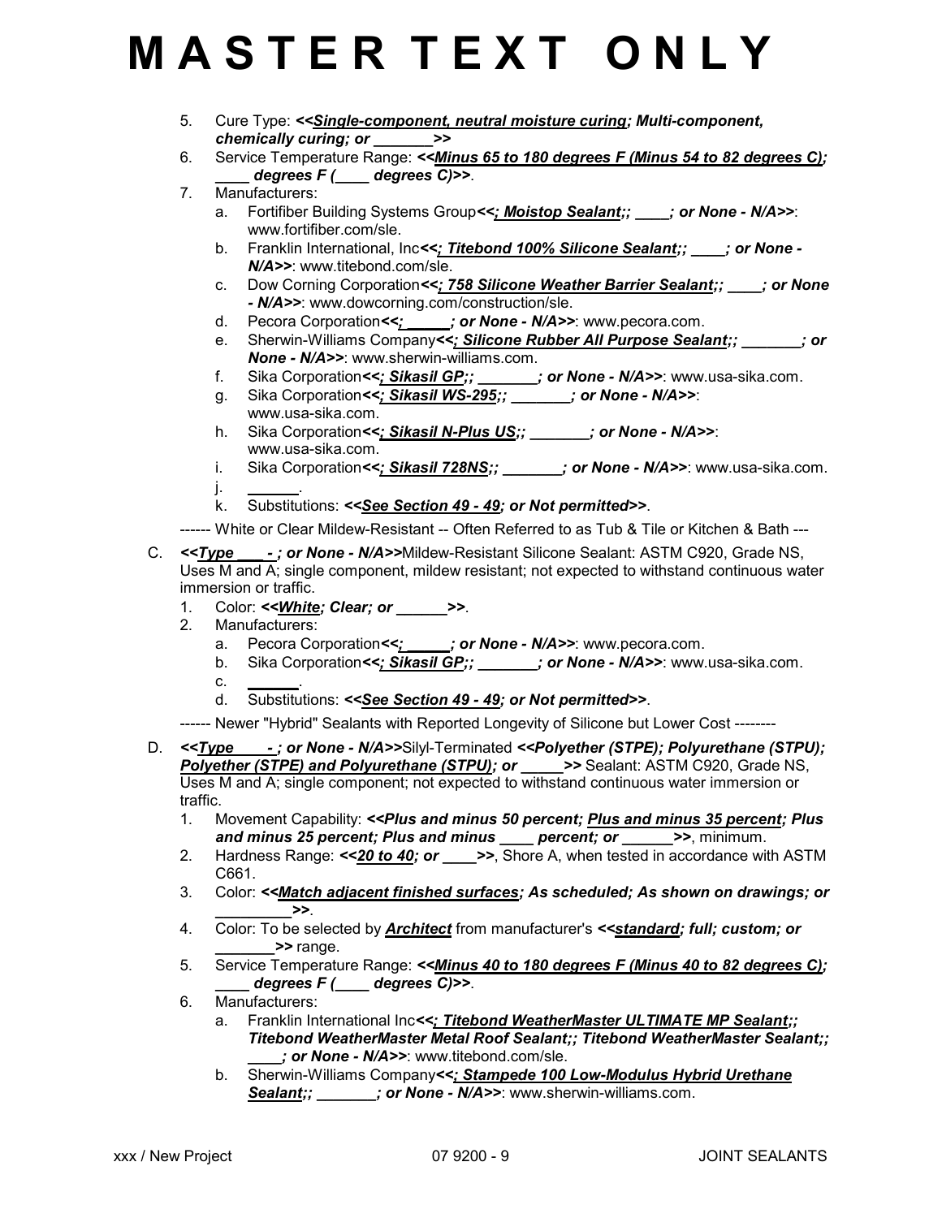# M A S T E R T E X T O N L Y

5. Cure Type: ***<<Single-component, neutral moisture curing; Multi-component, chemically curing; or _______>>***
6. Service Temperature Range: ***<<Minus 65 to 180 degrees F (Minus 54 to 82 degrees C); ____ degrees F (____ degrees C)>>***.
7. Manufacturers:
   a. Fortifiber Building Systems Group***<<; Moistop Sealant;; ____; or None - N/A>>***: www.fortifiber.com/sle.
   b. Franklin International, Inc***<<; Titebond 100% Silicone Sealant;; ____; or None - N/A>>***: www.titebond.com/sle.
   c. Dow Corning Corporation***<<; 758 Silicone Weather Barrier Sealant;; ____; or None - N/A>>***: www.dowcorning.com/construction/sle.
   d. Pecora Corporation***<<; _____; or None - N/A>>***: www.pecora.com.
   e. Sherwin-Williams Company***<<; Silicone Rubber All Purpose Sealant;; _______; or None - N/A>>***: www.sherwin-williams.com.
   f. Sika Corporation***<<; Sikasil GP;; _______; or None - N/A>>***: www.usa-sika.com.
   g. Sika Corporation***<<; Sikasil WS-295;; _______; or None - N/A>>***: www.usa-sika.com.
   h. Sika Corporation***<<; Sikasil N-Plus US;; _______; or None - N/A>>***: www.usa-sika.com.
   i. Sika Corporation***<<; Sikasil 728NS;; _______; or None - N/A>>***: www.usa-sika.com.
   j. ______.
   k. Substitutions: ***<<See Section 49 - 49; or Not permitted>>***.

------ White or Clear Mildew-Resistant -- Often Referred to as Tub & Tile or Kitchen & Bath ---

C. ***<<Type ___ - ; or None - N/A>>***Mildew-Resistant Silicone Sealant: ASTM C920, Grade NS, Uses M and A; single component, mildew resistant; not expected to withstand continuous water immersion or traffic.
   1. Color: ***<<White; Clear; or ______>>***.
   2. Manufacturers:
      a. Pecora Corporation***<<; _____; or None - N/A>>***: www.pecora.com.
      b. Sika Corporation***<<; Sikasil GP;; _______; or None - N/A>>***: www.usa-sika.com.
      c. ______.
      d. Substitutions: ***<<See Section 49 - 49; or Not permitted>>***.

------ Newer "Hybrid" Sealants with Reported Longevity of Silicone but Lower Cost --------

D. ***<<Type ____ - ; or None - N/A>>***Silyl-Terminated ***<<Polyether (STPE); Polyurethane (STPU); Polyether (STPE) and Polyurethane (STPU); or _____>>*** Sealant: ASTM C920, Grade NS, Uses M and A; single component; not expected to withstand continuous water immersion or traffic.
   1. Movement Capability: ***<<Plus and minus 50 percent; Plus and minus 35 percent; Plus and minus 25 percent; Plus and minus ____ percent; or ______>>***, minimum.
   2. Hardness Range: ***<<20 to 40; or ____>>***, Shore A, when tested in accordance with ASTM C661.
   3. Color: ***<<Match adjacent finished surfaces; As scheduled; As shown on drawings; or _________>>***.
   4. Color: To be selected by ***Architect*** from manufacturer's ***<<standard; full; custom; or _______>>*** range.
   5. Service Temperature Range: ***<<Minus 40 to 180 degrees F (Minus 40 to 82 degrees C); ____ degrees F (____ degrees C)>>***.
   6. Manufacturers:
      a. Franklin International Inc***<<; Titebond WeatherMaster ULTIMATE MP Sealant;; Titebond WeatherMaster Metal Roof Sealant;; Titebond WeatherMaster Sealant;; ____; or None - N/A>>***: www.titebond.com/sle.
      b. Sherwin-Williams Company***<<; Stampede 100 Low-Modulus Hybrid Urethane Sealant;; _______; or None - N/A>>***: www.sherwin-williams.com.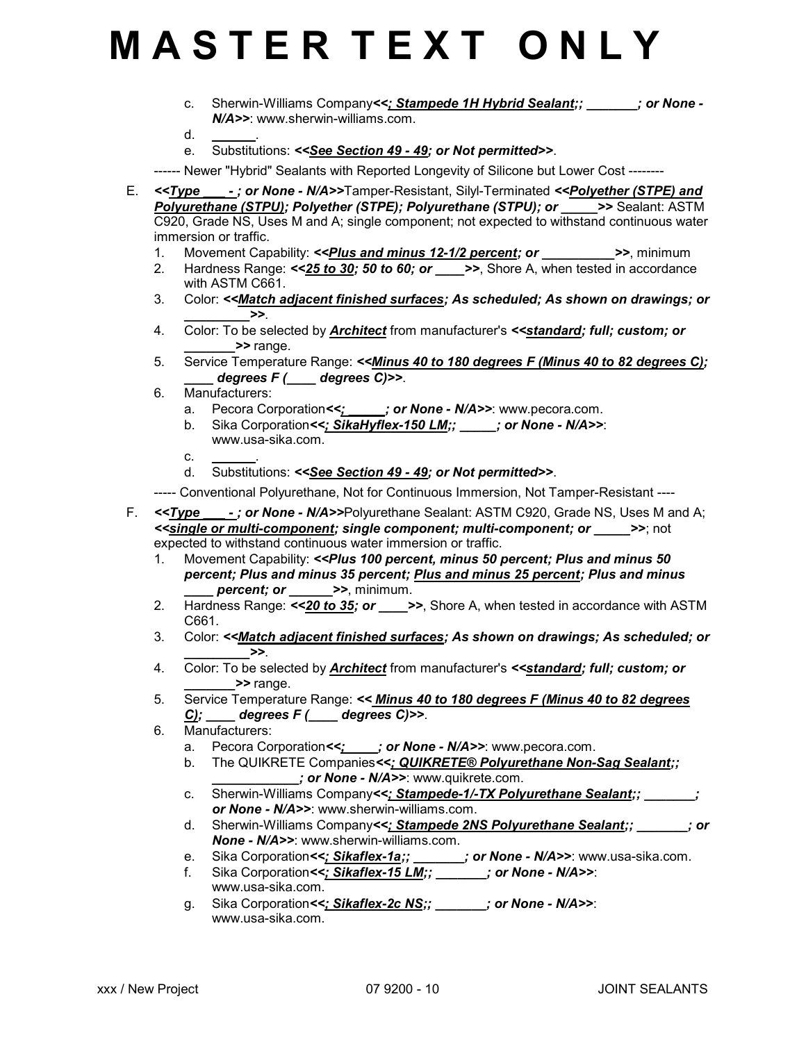# MASTER TEXT ONLY

c. Sherwin-Williams Company***<<; Stampede 1H Hybrid Sealant;; _______; or None - N/A>>***: www.sherwin-williams.com.

d. ______.

e. Substitutions: ***<<See Section 49 - 49; or Not permitted>>***.

------ Newer "Hybrid" Sealants with Reported Longevity of Silicone but Lower Cost --------

E. ***<<Type ___ - ; or None - N/A>>***Tamper-Resistant, Silyl-Terminated ***<<Polyether (STPE) and Polyurethane (STPU); Polyether (STPE); Polyurethane (STPU); or _____>>*** Sealant: ASTM C920, Grade NS, Uses M and A; single component; not expected to withstand continuous water immersion or traffic.

1. Movement Capability: ***<<Plus and minus 12-1/2 percent; or __________>>***, minimum
2. Hardness Range: ***<<25 to 30; 50 to 60; or ____>>***, Shore A, when tested in accordance with ASTM C661.
3. Color: ***<<Match adjacent finished surfaces; As scheduled; As shown on drawings; or _________>>***.
4. Color: To be selected by ***Architect*** from manufacturer's ***<<standard; full; custom; or _______>>*** range.
5. Service Temperature Range: ***<<Minus 40 to 180 degrees F (Minus 40 to 82 degrees C); ____ degrees F (____ degrees C)>>***.
6. Manufacturers:
   a. Pecora Corporation***<<; ______; or None - N/A>>***: www.pecora.com.
   b. Sika Corporation***<<; SikaHyflex-150 LM;; _____; or None - N/A>>***: www.usa-sika.com.
   c. ______.
   d. Substitutions: ***<<See Section 49 - 49; or Not permitted>>***.

----- Conventional Polyurethane, Not for Continuous Immersion, Not Tamper-Resistant ----

F. ***<<Type ___ - ; or None - N/A>>***Polyurethane Sealant: ASTM C920, Grade NS, Uses M and A; ***<<single or multi-component; single component; multi-component; or _____>>***; not expected to withstand continuous water immersion or traffic.

1. Movement Capability: ***<<Plus 100 percent, minus 50 percent; Plus and minus 50 percent; Plus and minus 35 percent; Plus and minus 25 percent; Plus and minus ____ percent; or ______>>***, minimum.
2. Hardness Range: ***<<20 to 35; or ____>>***, Shore A, when tested in accordance with ASTM C661.
3. Color: ***<<Match adjacent finished surfaces; As shown on drawings; As scheduled; or _________>>***.
4. Color: To be selected by ***Architect*** from manufacturer's ***<<standard; full; custom; or _______>>*** range.
5. Service Temperature Range: ***<< Minus 40 to 180 degrees F (Minus 40 to 82 degrees C); ____ degrees F (____ degrees C)>>***.
6. Manufacturers:
   a. Pecora Corporation***<<; _____; or None - N/A>>***: www.pecora.com.
   b. The QUIKRETE Companies***<<; QUIKRETE® Polyurethane Non-Sag Sealant;; ____________; or None - N/A>>***: www.quikrete.com.
   c. Sherwin-Williams Company***<<; Stampede-1/-TX Polyurethane Sealant;; _______; or None - N/A>>***: www.sherwin-williams.com.
   d. Sherwin-Williams Company***<<; Stampede 2NS Polyurethane Sealant;; _______; or None - N/A>>***: www.sherwin-williams.com.
   e. Sika Corporation***<<; Sikaflex-1a;; _______; or None - N/A>>***: www.usa-sika.com.
   f. Sika Corporation***<<; Sikaflex-15 LM;; _______; or None - N/A>>***: www.usa-sika.com.
   g. Sika Corporation***<<; Sikaflex-2c NS;; _______; or None - N/A>>***: www.usa-sika.com.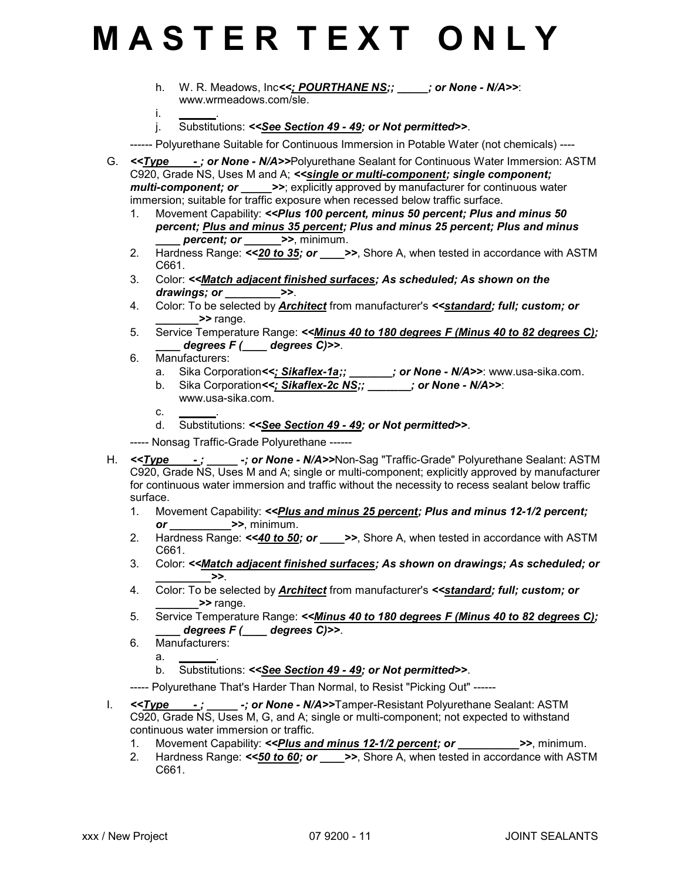# MASTER TEXT ONLY

h. W. R. Meadows, Inc***<<; POURTHANE NS;; _____; or None - N/A>>***: www.wrmeadows.com/sle.

i. ______.

j. Substitutions: ***<<See Section 49 - 49; or Not permitted>>***.

------ Polyurethane Suitable for Continuous Immersion in Potable Water (not chemicals) ----

G. ***<<Type ___ - ; or None - N/A>>***Polyurethane Sealant for Continuous Water Immersion: ASTM C920, Grade NS, Uses M and A; ***<<single or multi-component; single component; multi-component; or _____>>***; explicitly approved by manufacturer for continuous water immersion; suitable for traffic exposure when recessed below traffic surface.

1. Movement Capability: ***<<Plus 100 percent, minus 50 percent; Plus and minus 50 percent; Plus and minus 35 percent; Plus and minus 25 percent; Plus and minus ____ percent; or ______>>***, minimum.
2. Hardness Range: ***<<20 to 35; or ____>>***, Shore A, when tested in accordance with ASTM C661.
3. Color: ***<<Match adjacent finished surfaces; As scheduled; As shown on the drawings; or _________>>***.
4. Color: To be selected by ***Architect*** from manufacturer's ***<<standard; full; custom; or _______>>*** range.
5. Service Temperature Range: ***<<Minus 40 to 180 degrees F (Minus 40 to 82 degrees C); ____ degrees F (____ degrees C)>>***.
6. Manufacturers:
   a. Sika Corporation***<<; Sikaflex-1a;; _______; or None - N/A>>***: www.usa-sika.com.
   b. Sika Corporation***<<; Sikaflex-2c NS;; _______; or None - N/A>>***: www.usa-sika.com.
   c. ______.
   d. Substitutions: ***<<See Section 49 - 49; or Not permitted>>***.

----- Nonsag Traffic-Grade Polyurethane ------

H. ***<<Type ___ - ; _____ -; or None - N/A>>***Non-Sag "Traffic-Grade" Polyurethane Sealant: ASTM C920, Grade NS, Uses M and A; single or multi-component; explicitly approved by manufacturer for continuous water immersion and traffic without the necessity to recess sealant below traffic surface.

1. Movement Capability: ***<<Plus and minus 25 percent; Plus and minus 12-1/2 percent; or __________>>***, minimum.
2. Hardness Range: ***<<40 to 50; or ____>>***, Shore A, when tested in accordance with ASTM C661.
3. Color: ***<<Match adjacent finished surfaces; As shown on drawings; As scheduled; or _________>>***.
4. Color: To be selected by ***Architect*** from manufacturer's ***<<standard; full; custom; or _______>>*** range.
5. Service Temperature Range: ***<<Minus 40 to 180 degrees F (Minus 40 to 82 degrees C); ____ degrees F (____ degrees C)>>***.
6. Manufacturers:
   a. ______.
   b. Substitutions: ***<<See Section 49 - 49; or Not permitted>>***.

----- Polyurethane That's Harder Than Normal, to Resist "Picking Out" ------

I. ***<<Type ___ - ; _____ -; or None - N/A>>***Tamper-Resistant Polyurethane Sealant: ASTM C920, Grade NS, Uses M, G, and A; single or multi-component; not expected to withstand continuous water immersion or traffic.

1. Movement Capability: ***<<Plus and minus 12-1/2 percent; or __________>>***, minimum.
2. Hardness Range: ***<<50 to 60; or ____>>***, Shore A, when tested in accordance with ASTM C661.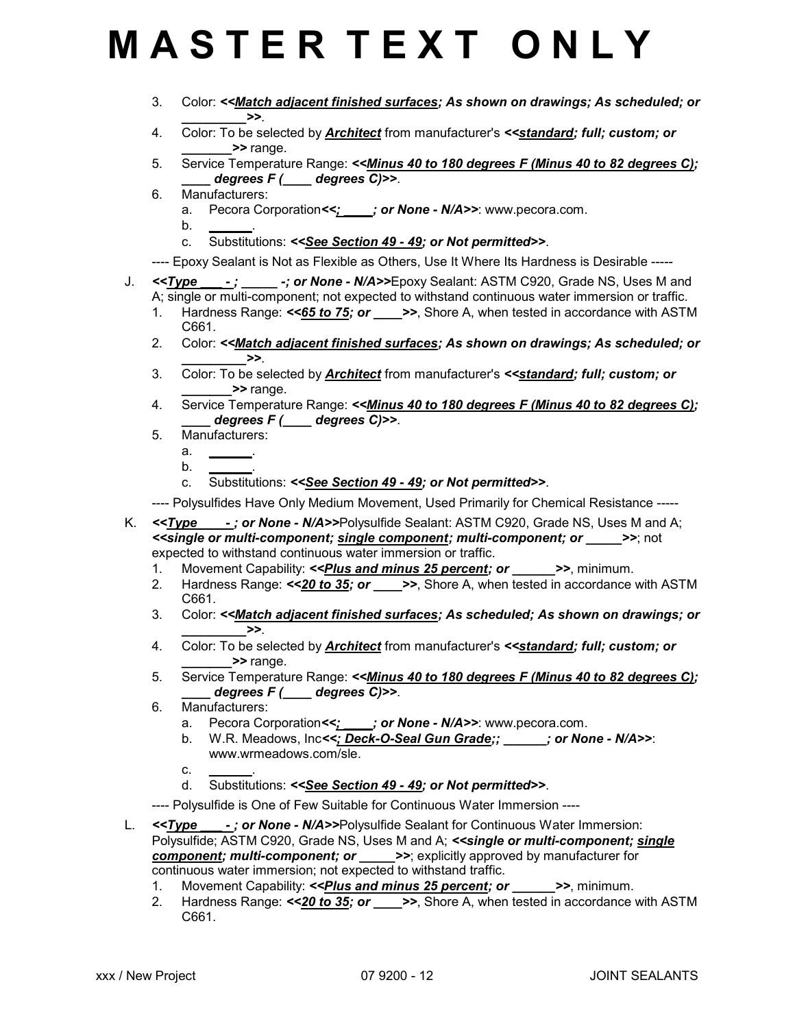# M A S T E R T E X T O N L Y

3. Color: ***<<Match adjacent finished surfaces; As shown on drawings; As scheduled; or _________>>***.
4. Color: To be selected by ***Architect*** from manufacturer's ***<<standard; full; custom; or _______>>*** range.
5. Service Temperature Range: ***<<Minus 40 to 180 degrees F (Minus 40 to 82 degrees C); ____ degrees F (____ degrees C)>>***.
6. Manufacturers:
   a. Pecora Corporation***<<; _____; or None - N/A>>***: www.pecora.com.
   b. ______.
   c. Substitutions: ***<<See Section 49 - 49; or Not permitted>>***.

---- Epoxy Sealant is Not as Flexible as Others, Use It Where Its Hardness is Desirable -----

J. ***<<Type ___ - ; _____ -; or None - N/A>>***Epoxy Sealant: ASTM C920, Grade NS, Uses M and A; single or multi-component; not expected to withstand continuous water immersion or traffic.
   1. Hardness Range: ***<<65 to 75; or ____>>***, Shore A, when tested in accordance with ASTM C661.
   2. Color: ***<<Match adjacent finished surfaces; As shown on drawings; As scheduled; or _________>>***.
   3. Color: To be selected by ***Architect*** from manufacturer's ***<<standard; full; custom; or _______>>*** range.
   4. Service Temperature Range: ***<<Minus 40 to 180 degrees F (Minus 40 to 82 degrees C); ____ degrees F (____ degrees C)>>***.
   5. Manufacturers:
      a. ______.
      b. ______.
      c. Substitutions: ***<<See Section 49 - 49; or Not permitted>>***.

---- Polysulfides Have Only Medium Movement, Used Primarily for Chemical Resistance -----

K. ***<<Type ____ - ; or None - N/A>>***Polysulfide Sealant: ASTM C920, Grade NS, Uses M and A; ***<<single or multi-component; single component; multi-component; or _____>>***; not expected to withstand continuous water immersion or traffic.
   1. Movement Capability: ***<<Plus and minus 25 percent; or ______>>***, minimum.
   2. Hardness Range: ***<<20 to 35; or ____>>***, Shore A, when tested in accordance with ASTM C661.
   3. Color: ***<<Match adjacent finished surfaces; As scheduled; As shown on drawings; or _________>>***.
   4. Color: To be selected by ***Architect*** from manufacturer's ***<<standard; full; custom; or _______>>*** range.
   5. Service Temperature Range: ***<<Minus 40 to 180 degrees F (Minus 40 to 82 degrees C); ____ degrees F (____ degrees C)>>***.
   6. Manufacturers:
      a. Pecora Corporation***<<; _____; or None - N/A>>***: www.pecora.com.
      b. W.R. Meadows, Inc***<<; Deck-O-Seal Gun Grade;; ______; or None - N/A>>***: www.wrmeadows.com/sle.
      c. ______.
      d. Substitutions: ***<<See Section 49 - 49; or Not permitted>>***.

---- Polysulfide is One of Few Suitable for Continuous Water Immersion ----

L. ***<<Type ___ - ; or None - N/A>>***Polysulfide Sealant for Continuous Water Immersion: Polysulfide; ASTM C920, Grade NS, Uses M and A; ***<<single or multi-component; single component; multi-component; or _____>>***; explicitly approved by manufacturer for continuous water immersion; not expected to withstand traffic.
   1. Movement Capability: ***<<Plus and minus 25 percent; or ______>>***, minimum.
   2. Hardness Range: ***<<20 to 35; or ____>>***, Shore A, when tested in accordance with ASTM C661.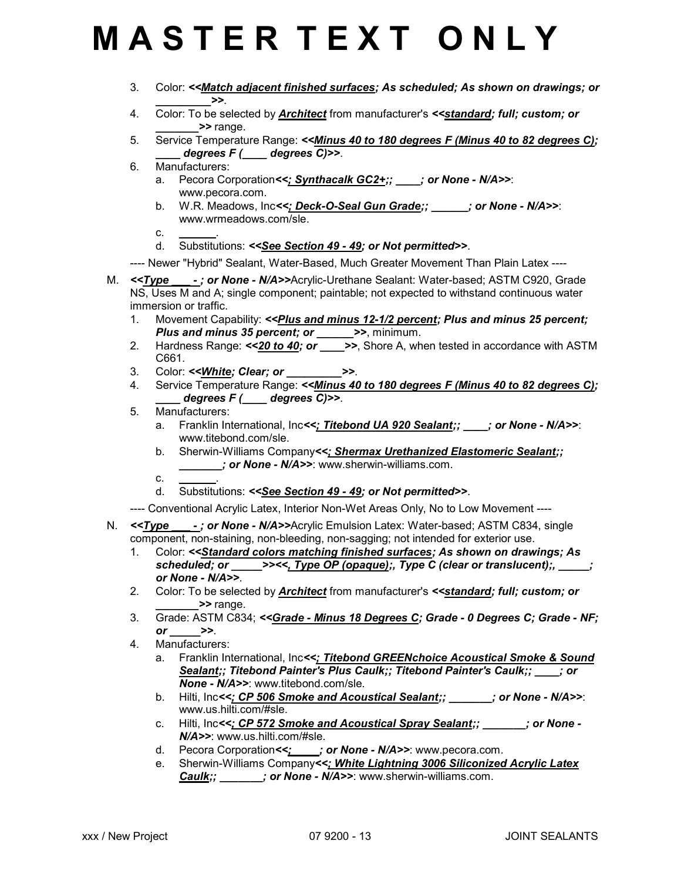# M A S T E R T E X T O N L Y

3. Color: ***<<Match adjacent finished surfaces; As scheduled; As shown on drawings; or _________>>***.
4. Color: To be selected by ***Architect*** from manufacturer's ***<<standard; full; custom; or _______>>*** range.
5. Service Temperature Range: ***<<Minus 40 to 180 degrees F (Minus 40 to 82 degrees C); ____ degrees F (____ degrees C)>>***.
6. Manufacturers:
   a. Pecora Corporation***<<; Synthacalk GC2+;; ____; or None - N/A>>***: www.pecora.com.
   b. W.R. Meadows, Inc***<<; Deck-O-Seal Gun Grade;; ______; or None - N/A>>***: www.wrmeadows.com/sle.
   c. ______.
   d. Substitutions: ***<<See Section 49 - 49; or Not permitted>>***.

---- Newer "Hybrid" Sealant, Water-Based, Much Greater Movement Than Plain Latex ----

M. ***<<Type ___ - ; or None - N/A>>***Acrylic-Urethane Sealant: Water-based; ASTM C920, Grade NS, Uses M and A; single component; paintable; not expected to withstand continuous water immersion or traffic.
   1. Movement Capability: ***<<Plus and minus 12-1/2 percent; Plus and minus 25 percent; Plus and minus 35 percent; or ______>>***, minimum.
   2. Hardness Range: ***<<20 to 40; or ____>>***, Shore A, when tested in accordance with ASTM C661.
   3. Color: ***<<White; Clear; or _________>>***.
   4. Service Temperature Range: ***<<Minus 40 to 180 degrees F (Minus 40 to 82 degrees C); ____ degrees F (____ degrees C)>>***.
   5. Manufacturers:
      a. Franklin International, Inc***<<; Titebond UA 920 Sealant;; ____; or None - N/A>>***: www.titebond.com/sle.
      b. Sherwin-Williams Company***<<; Shermax Urethanized Elastomeric Sealant;; _______; or None - N/A>>***: www.sherwin-williams.com.
      c. ______.
      d. Substitutions: ***<<See Section 49 - 49; or Not permitted>>***.

---- Conventional Acrylic Latex, Interior Non-Wet Areas Only, No to Low Movement ----

N. ***<<Type ___ - ; or None - N/A>>***Acrylic Emulsion Latex: Water-based; ASTM C834, single component, non-staining, non-bleeding, non-sagging; not intended for exterior use.
   1. Color: ***<<Standard colors matching finished surfaces; As shown on drawings; As scheduled; or _____>><<, Type OP (opaque);, Type C (clear or translucent);, _____; or None - N/A>>***.
   2. Color: To be selected by ***Architect*** from manufacturer's ***<<standard; full; custom; or _______>>*** range.
   3. Grade: ASTM C834; ***<<Grade - Minus 18 Degrees C; Grade - 0 Degrees C; Grade - NF; or _____>>***.
   4. Manufacturers:
      a. Franklin International, Inc***<<; Titebond GREENchoice Acoustical Smoke & Sound Sealant;; Titebond Painter's Plus Caulk;; Titebond Painter's Caulk;; ____; or None - N/A>>***: www.titebond.com/sle.
      b. Hilti, Inc***<<; CP 506 Smoke and Acoustical Sealant;; _______; or None - N/A>>***: www.us.hilti.com/#sle.
      c. Hilti, Inc***<<; CP 572 Smoke and Acoustical Spray Sealant;; _______; or None - N/A>>***: www.us.hilti.com/#sle.
      d. Pecora Corporation***<<; _____; or None - N/A>>***: www.pecora.com.
      e. Sherwin-Williams Company***<<; White Lightning 3006 Siliconized Acrylic Latex Caulk;; _______; or None - N/A>>***: www.sherwin-williams.com.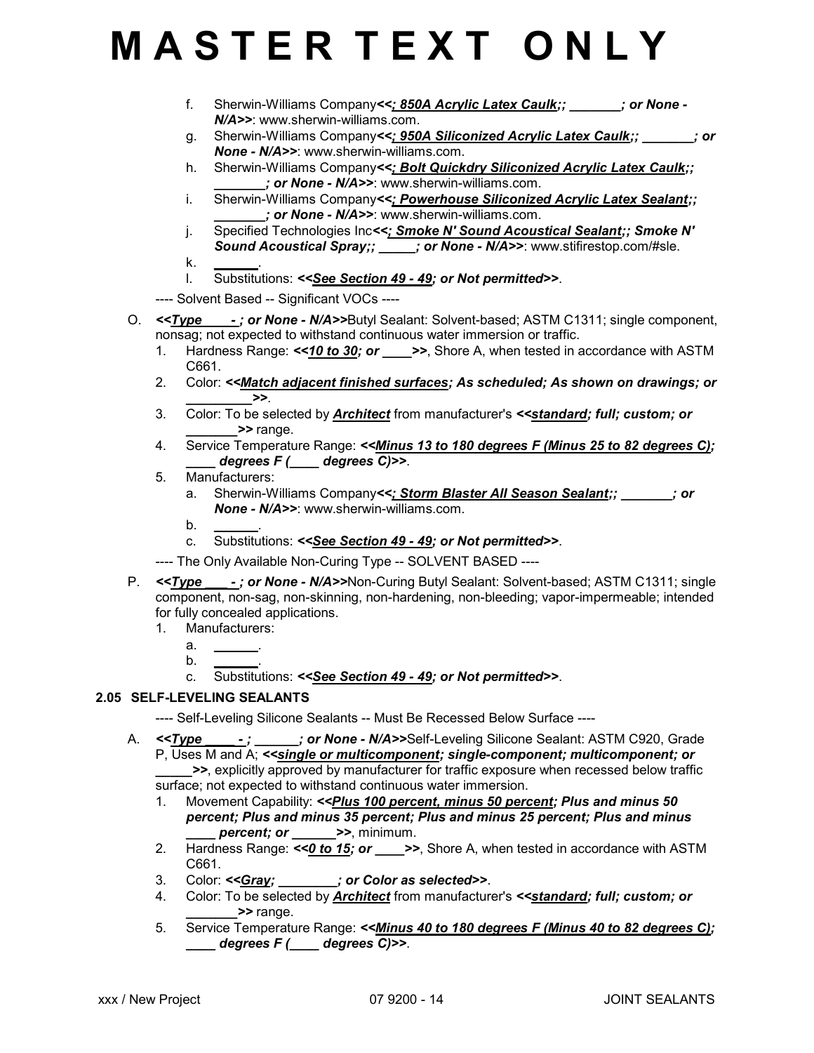# MASTER TEXT ONLY

f. Sherwin-Williams Company***<<; 850A Acrylic Latex Caulk;; _______; or None - N/A>>***: www.sherwin-williams.com.
g. Sherwin-Williams Company***<<; 950A Siliconized Acrylic Latex Caulk;; _______; or None - N/A>>***: www.sherwin-williams.com.
h. Sherwin-Williams Company***<<; Bolt Quickdry Siliconized Acrylic Latex Caulk;; _______; or None - N/A>>***: www.sherwin-williams.com.
i. Sherwin-Williams Company***<<; Powerhouse Siliconized Acrylic Latex Sealant;; _______; or None - N/A>>***: www.sherwin-williams.com.
j. Specified Technologies Inc***<<; Smoke N' Sound Acoustical Sealant;; Smoke N' Sound Acoustical Spray;; _____; or None - N/A>>***: www.stifirestop.com/#sle.
k. ______.
l. Substitutions: ***<<See Section 49 - 49; or Not permitted>>***.

---- Solvent Based -- Significant VOCs ----

O. ***<<Type ____- ; or None - N/A>>***Butyl Sealant: Solvent-based; ASTM C1311; single component, nonsag; not expected to withstand continuous water immersion or traffic.
1. Hardness Range: ***<<10 to 30; or ____>>***, Shore A, when tested in accordance with ASTM C661.
2. Color: ***<<Match adjacent finished surfaces; As scheduled; As shown on drawings; or _________>>***.
3. Color: To be selected by ***Architect*** from manufacturer's ***<<standard; full; custom; or _______>>*** range.
4. Service Temperature Range: ***<<Minus 13 to 180 degrees F (Minus 25 to 82 degrees C); ____ degrees F (____ degrees C)>>***.
5. Manufacturers:
   a. Sherwin-Williams Company***<<; Storm Blaster All Season Sealant;; _______; or None - N/A>>***: www.sherwin-williams.com.
   b. ______.
   c. Substitutions: ***<<See Section 49 - 49; or Not permitted>>***.

---- The Only Available Non-Curing Type -- SOLVENT BASED ----

P. ***<<Type ____- ; or None - N/A>>***Non-Curing Butyl Sealant: Solvent-based; ASTM C1311; single component, non-sag, non-skinning, non-hardening, non-bleeding; vapor-impermeable; intended for fully concealed applications.
1. Manufacturers:
   a. ______.
   b. ______.
   c. Substitutions: ***<<See Section 49 - 49; or Not permitted>>***.

## 2.05 SELF-LEVELING SEALANTS

---- Self-Leveling Silicone Sealants -- Must Be Recessed Below Surface ----

A. ***<<Type ____- ; ______; or None - N/A>>***Self-Leveling Silicone Sealant: ASTM C920, Grade P, Uses M and A; ***<<single or multicomponent; single-component; multicomponent; or _____>>***, explicitly approved by manufacturer for traffic exposure when recessed below traffic surface; not expected to withstand continuous water immersion.
1. Movement Capability: ***<<Plus 100 percent, minus 50 percent; Plus and minus 50 percent; Plus and minus 35 percent; Plus and minus 25 percent; Plus and minus ____ percent; or ______>>***, minimum.
2. Hardness Range: ***<<0 to 15; or ____>>***, Shore A, when tested in accordance with ASTM C661.
3. Color: ***<<Gray; ________; or Color as selected>>***.
4. Color: To be selected by ***Architect*** from manufacturer's ***<<standard; full; custom; or _______>>*** range.
5. Service Temperature Range: ***<<Minus 40 to 180 degrees F (Minus 40 to 82 degrees C); ____ degrees F (____ degrees C)>>***.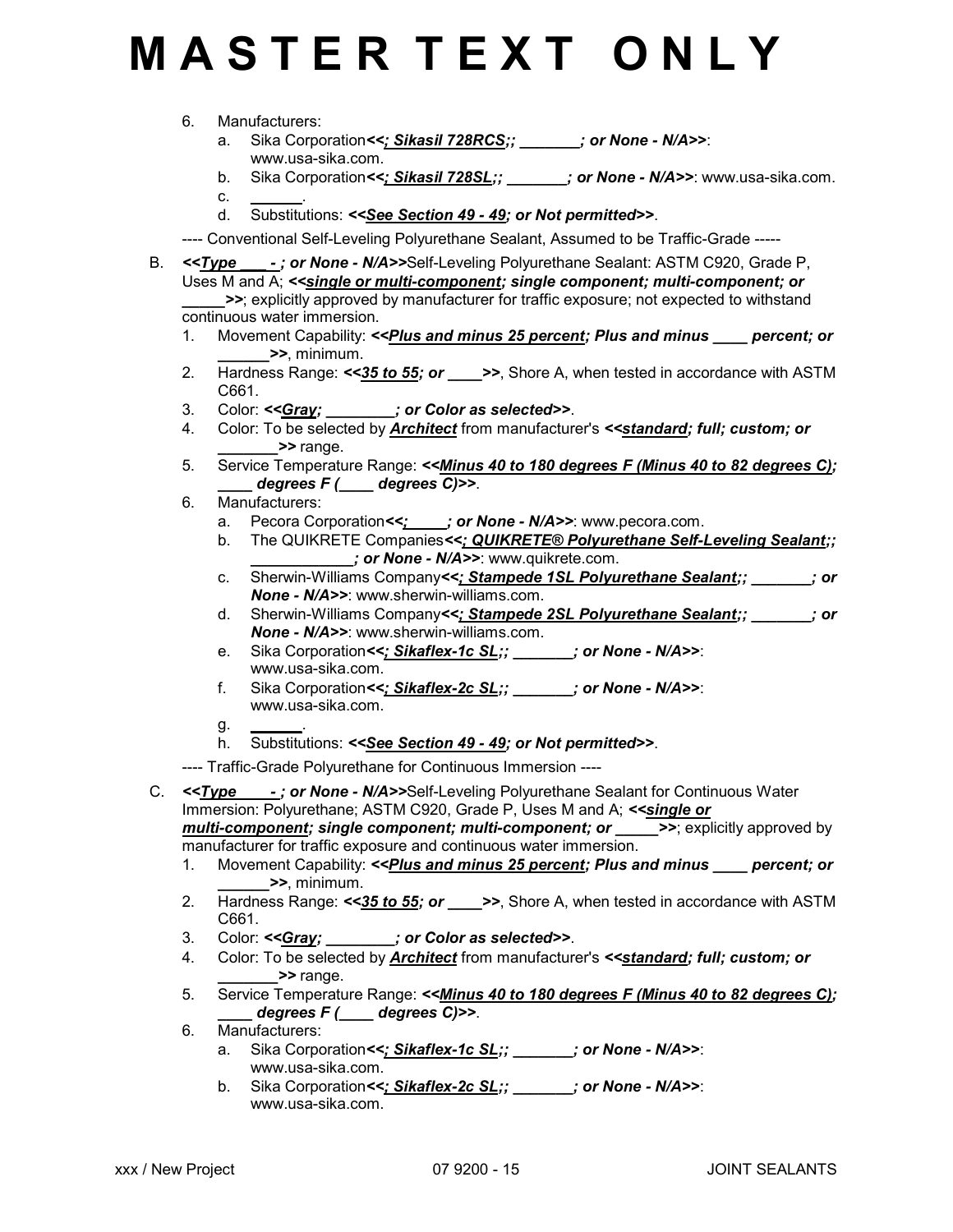# MASTER TEXT ONLY

6. Manufacturers:
   a. Sika Corporation***<<; Sikasil 728RCS;; _______; or None - N/A>>***: www.usa-sika.com.
   b. Sika Corporation***<<; Sikasil 728SL;; _______; or None - N/A>>***: www.usa-sika.com.
   c. ______.
   d. Substitutions: ***<<See Section 49 - 49; or Not permitted>>***.

---- Conventional Self-Leveling Polyurethane Sealant, Assumed to be Traffic-Grade -----

B. ***<<Type ___ - ; or None - N/A>>***Self-Leveling Polyurethane Sealant: ASTM C920, Grade P, Uses M and A; ***<<single or multi-component; single component; multi-component; or _____>>***; explicitly approved by manufacturer for traffic exposure; not expected to withstand continuous water immersion.
   1. Movement Capability: ***<<Plus and minus 25 percent; Plus and minus ____ percent; or ______>>***, minimum.
   2. Hardness Range: ***<<35 to 55; or ____>>***, Shore A, when tested in accordance with ASTM C661.
   3. Color: ***<<Gray; ________; or Color as selected>>***.
   4. Color: To be selected by ***Architect*** from manufacturer's ***<<standard; full; custom; or _______>>*** range.
   5. Service Temperature Range: ***<<Minus 40 to 180 degrees F (Minus 40 to 82 degrees C); ____ degrees F (____ degrees C)>>***.
   6. Manufacturers:
      a. Pecora Corporation***<<; _____; or None - N/A>>***: www.pecora.com.
      b. The QUIKRETE Companies***<<; QUIKRETE® Polyurethane Self-Leveling Sealant;; ____________; or None - N/A>>***: www.quikrete.com.
      c. Sherwin-Williams Company***<<; Stampede 1SL Polyurethane Sealant;; _______; or None - N/A>>***: www.sherwin-williams.com.
      d. Sherwin-Williams Company***<<; Stampede 2SL Polyurethane Sealant;; _______; or None - N/A>>***: www.sherwin-williams.com.
      e. Sika Corporation***<<; Sikaflex-1c SL;; _______; or None - N/A>>***: www.usa-sika.com.
      f. Sika Corporation***<<; Sikaflex-2c SL;; _______; or None - N/A>>***: www.usa-sika.com.
      g. ______.
      h. Substitutions: ***<<See Section 49 - 49; or Not permitted>>***.

---- Traffic-Grade Polyurethane for Continuous Immersion ----

C. ***<<Type ____ - ; or None - N/A>>***Self-Leveling Polyurethane Sealant for Continuous Water Immersion: Polyurethane; ASTM C920, Grade P, Uses M and A; ***<<single or multi-component; single component; multi-component; or _____>>***; explicitly approved by manufacturer for traffic exposure and continuous water immersion.
   1. Movement Capability: ***<<Plus and minus 25 percent; Plus and minus ____ percent; or ______>>***, minimum.
   2. Hardness Range: ***<<35 to 55; or ____>>***, Shore A, when tested in accordance with ASTM C661.
   3. Color: ***<<Gray; ________; or Color as selected>>***.
   4. Color: To be selected by ***Architect*** from manufacturer's ***<<standard; full; custom; or _______>>*** range.
   5. Service Temperature Range: ***<<Minus 40 to 180 degrees F (Minus 40 to 82 degrees C); ____ degrees F (____ degrees C)>>***.
   6. Manufacturers:
      a. Sika Corporation***<<; Sikaflex-1c SL;; _______; or None - N/A>>***: www.usa-sika.com.
      b. Sika Corporation***<<; Sikaflex-2c SL;; _______; or None - N/A>>***: www.usa-sika.com.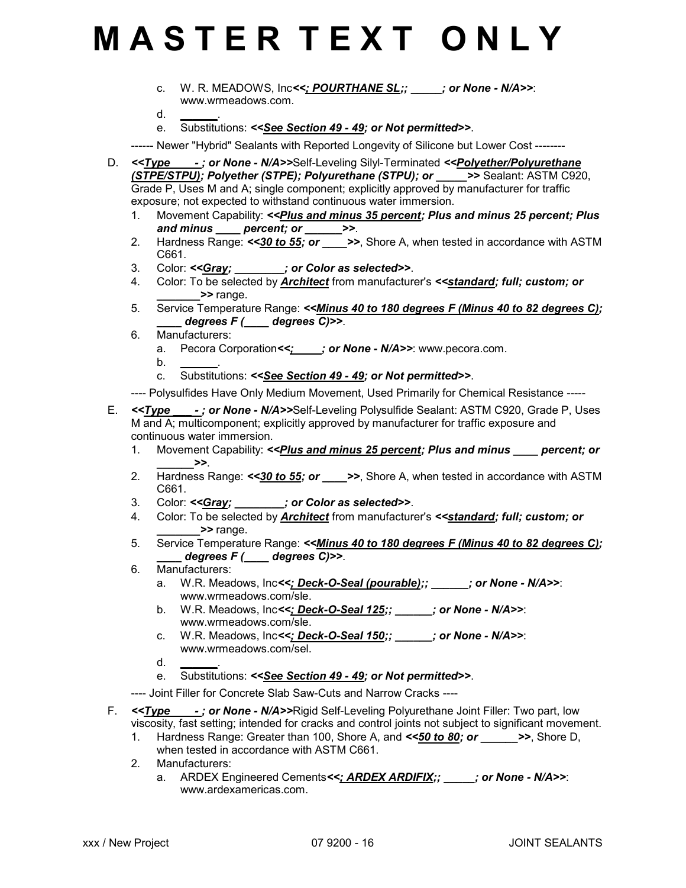# MASTER TEXT ONLY

c. W. R. MEADOWS, Inc***<<; POURTHANE SL;; _____; or None - N/A>>***: www.wrmeadows.com.

d. ______.

e. Substitutions: ***<<See Section 49 - 49; or Not permitted>>***.

------ Newer "Hybrid" Sealants with Reported Longevity of Silicone but Lower Cost --------

D. ***<<Type ___ - ; or None - N/A>>***Self-Leveling Silyl-Terminated ***<<Polyether/Polyurethane (STPE/STPU); Polyether (STPE); Polyurethane (STPU); or _____>>*** Sealant: ASTM C920, Grade P, Uses M and A; single component; explicitly approved by manufacturer for traffic exposure; not expected to withstand continuous water immersion.

1. Movement Capability: ***<<Plus and minus 35 percent; Plus and minus 25 percent; Plus and minus ____ percent; or ______>>***.
2. Hardness Range: ***<<30 to 55; or ____>>***, Shore A, when tested in accordance with ASTM C661.
3. Color: ***<<Gray; ________; or Color as selected>>***.
4. Color: To be selected by ***Architect*** from manufacturer's ***<<standard; full; custom; or _______>>*** range.
5. Service Temperature Range: ***<<Minus 40 to 180 degrees F (Minus 40 to 82 degrees C); ____ degrees F (____ degrees C)>>***.
6. Manufacturers:
   a. Pecora Corporation***<<; _____; or None - N/A>>***: www.pecora.com.
   b. ______.
   c. Substitutions: ***<<See Section 49 - 49; or Not permitted>>***.

---- Polysulfides Have Only Medium Movement, Used Primarily for Chemical Resistance -----

E. ***<<Type ___ - ; or None - N/A>>***Self-Leveling Polysulfide Sealant: ASTM C920, Grade P, Uses M and A; multicomponent; explicitly approved by manufacturer for traffic exposure and continuous water immersion.

1. Movement Capability: ***<<Plus and minus 25 percent; Plus and minus ____ percent; or ______>>***.
2. Hardness Range: ***<<30 to 55; or ____>>***, Shore A, when tested in accordance with ASTM C661.
3. Color: ***<<Gray; ________; or Color as selected>>***.
4. Color: To be selected by ***Architect*** from manufacturer's ***<<standard; full; custom; or _______>>*** range.
5. Service Temperature Range: ***<<Minus 40 to 180 degrees F (Minus 40 to 82 degrees C); ____ degrees F (____ degrees C)>>***.
6. Manufacturers:
   a. W.R. Meadows, Inc***<<; Deck-O-Seal (pourable);; ______; or None - N/A>>***: www.wrmeadows.com/sle.
   b. W.R. Meadows, Inc***<<; Deck-O-Seal 125;; ______; or None - N/A>>***: www.wrmeadows.com/sle.
   c. W.R. Meadows, Inc***<<; Deck-O-Seal 150;; ______; or None - N/A>>***: www.wrmeadows.com/sel.
   d. ______.
   e. Substitutions: ***<<See Section 49 - 49; or Not permitted>>***.

---- Joint Filler for Concrete Slab Saw-Cuts and Narrow Cracks ----

F. ***<<Type ___ - ; or None - N/A>>***Rigid Self-Leveling Polyurethane Joint Filler: Two part, low viscosity, fast setting; intended for cracks and control joints not subject to significant movement.

1. Hardness Range: Greater than 100, Shore A, and ***<<50 to 80; or ______>>***, Shore D, when tested in accordance with ASTM C661.
2. Manufacturers:
   a. ARDEX Engineered Cements***<<; ARDEX ARDIFIX;; _____; or None - N/A>>***: www.ardexamericas.com.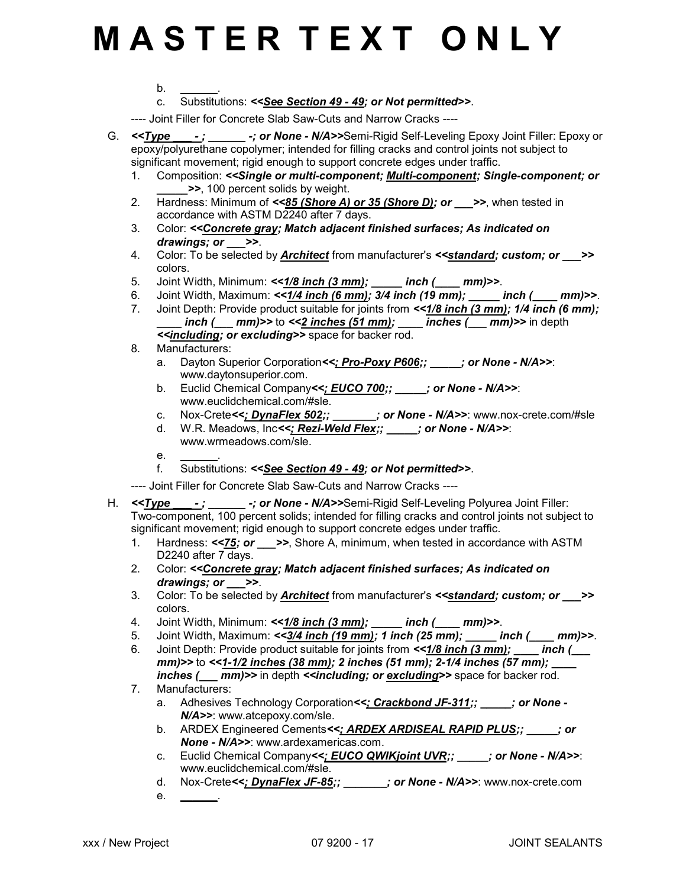# M A S T E R T E X T O N L Y

   b. ______.
   c. Substitutions: ***<<<u>See Section 49 - 49</u>; or Not permitted>>***.

---- Joint Filler for Concrete Slab Saw-Cuts and Narrow Cracks ----

G. ***<<<u>Type ___-_</u>; ______ -; or None - N/A>>***Semi-Rigid Self-Leveling Epoxy Joint Filler: Epoxy or epoxy/polyurethane copolymer; intended for filling cracks and control joints not subject to significant movement; rigid enough to support concrete edges under traffic.
   1. Composition: ***<<Single or multi-component; <u>Multi-component</u>; Single-component; or _____>>***, 100 percent solids by weight.
   2. Hardness: Minimum of ***<<<u>85 (Shore A) or 35 (Shore D)</u>; or ___>>***, when tested in accordance with ASTM D2240 after 7 days.
   3. Color: ***<<<u>Concrete gray</u>; Match adjacent finished surfaces; As indicated on drawings; or ___>>***.
   4. Color: To be selected by ***<u>Architect</u>*** from manufacturer's ***<<<u>standard</u>; custom; or ___>>*** colors.
   5. Joint Width, Minimum: ***<<<u>1/8 inch (3 mm)</u>; _____ inch (____ mm)>>***.
   6. Joint Width, Maximum: ***<<<u>1/4 inch (6 mm)</u>; 3/4 inch (19 mm); _____ inch (____ mm)>>***.
   7. Joint Depth: Provide product suitable for joints from ***<<<u>1/8 inch (3 mm)</u>; 1/4 inch (6 mm); ____ inch (___ mm)>>*** to ***<<<u>2 inches (51 mm)</u>; ____ inches (___ mm)>>*** in depth ***<<<u>including</u>; or excluding>>*** space for backer rod.
   8. Manufacturers:
      a. Dayton Superior Corporation***<<<u>; Pro-Poxy P606</u>;; _____; or None - N/A>>***: www.daytonsuperior.com.
      b. Euclid Chemical Company***<<<u>; EUCO 700</u>;; _____; or None - N/A>>***: www.euclidchemical.com/#sle.
      c. Nox-Crete***<<<u>; DynaFlex 502</u>;; _______; or None - N/A>>***: www.nox-crete.com/#sle
      d. W.R. Meadows, Inc***<<<u>; Rezi-Weld Flex</u>;; _____; or None - N/A>>***: www.wrmeadows.com/sle.
      e. ______.
      f. Substitutions: ***<<<u>See Section 49 - 49</u>; or Not permitted>>***.

---- Joint Filler for Concrete Slab Saw-Cuts and Narrow Cracks ----

H. ***<<<u>Type ___-_</u>; ______ -; or None - N/A>>***Semi-Rigid Self-Leveling Polyurea Joint Filler: Two-component, 100 percent solids; intended for filling cracks and control joints not subject to significant movement; rigid enough to support concrete edges under traffic.
   1. Hardness: ***<<<u>75</u>; or ___>>***, Shore A, minimum, when tested in accordance with ASTM D2240 after 7 days.
   2. Color: ***<<<u>Concrete gray</u>; Match adjacent finished surfaces; As indicated on drawings; or ___>>***.
   3. Color: To be selected by ***<u>Architect</u>*** from manufacturer's ***<<<u>standard</u>; custom; or ___>>*** colors.
   4. Joint Width, Minimum: ***<<<u>1/8 inch (3 mm)</u>; _____ inch (____ mm)>>***.
   5. Joint Width, Maximum: ***<<<u>3/4 inch (19 mm)</u>; 1 inch (25 mm); _____ inch (____ mm)>>***.
   6. Joint Depth: Provide product suitable for joints from ***<<<u>1/8 inch (3 mm)</u>; ____ inch (___ mm)>>*** to ***<<<u>1-1/2 inches (38 mm)</u>; 2 inches (51 mm); 2-1/4 inches (57 mm); ____ inches (___ mm)>>*** in depth ***<<including; or <u>excluding</u>>>*** space for backer rod.
   7. Manufacturers:
      a. Adhesives Technology Corporation***<<<u>; Crackbond JF-311</u>;; _____; or None - N/A>>***: www.atcepoxy.com/sle.
      b. ARDEX Engineered Cements***<<<u>; ARDEX ARDISEAL RAPID PLUS</u>;; _____; or None - N/A>>***: www.ardexamericas.com.
      c. Euclid Chemical Company***<<<u>; EUCO QWIKjoint UVR</u>;; _____; or None - N/A>>***: www.euclidchemical.com/#sle.
      d. Nox-Crete***<<<u>; DynaFlex JF-85</u>;; _______; or None - N/A>>***: www.nox-crete.com
      e. ______.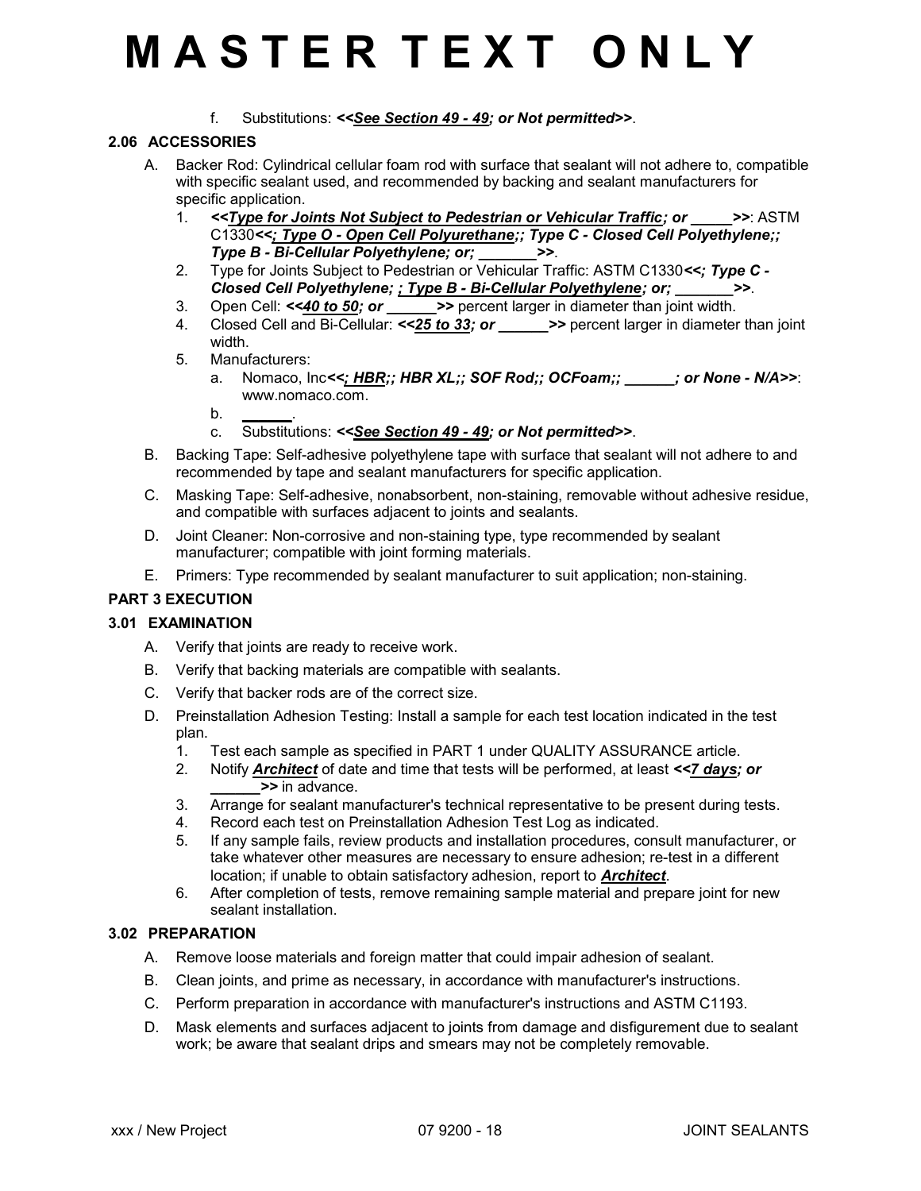# M A S T E R T E X T O N L Y

f. Substitutions: ***<<See Section 49 - 49; or Not permitted>>***.

### 2.06 ACCESSORIES

A. Backer Rod: Cylindrical cellular foam rod with surface that sealant will not adhere to, compatible with specific sealant used, and recommended by backing and sealant manufacturers for specific application.
   1. ***<<Type for Joints Not Subject to Pedestrian or Vehicular Traffic; or _____>>***: ASTM C1330***<<; Type O - Open Cell Polyurethane;; Type C - Closed Cell Polyethylene;; Type B - Bi-Cellular Polyethylene; or; _______>>***.
   2. Type for Joints Subject to Pedestrian or Vehicular Traffic: ASTM C1330***<<; Type C - Closed Cell Polyethylene; ; Type B - Bi-Cellular Polyethylene; or; _______>>***.
   3. Open Cell: ***<<40 to 50; or ______>>*** percent larger in diameter than joint width.
   4. Closed Cell and Bi-Cellular: ***<<25 to 33; or ______>>*** percent larger in diameter than joint width.
   5. Manufacturers:
      a. Nomaco, Inc***<<; HBR;; HBR XL;; SOF Rod;; OCFoam;; ______; or None - N/A>>***: www.nomaco.com.
      b. ______.
      c. Substitutions: ***<<See Section 49 - 49; or Not permitted>>***.

B. Backing Tape: Self-adhesive polyethylene tape with surface that sealant will not adhere to and recommended by tape and sealant manufacturers for specific application.

C. Masking Tape: Self-adhesive, nonabsorbent, non-staining, removable without adhesive residue, and compatible with surfaces adjacent to joints and sealants.

D. Joint Cleaner: Non-corrosive and non-staining type, type recommended by sealant manufacturer; compatible with joint forming materials.

E. Primers: Type recommended by sealant manufacturer to suit application; non-staining.

## PART 3 EXECUTION

### 3.01 EXAMINATION

A. Verify that joints are ready to receive work.

B. Verify that backing materials are compatible with sealants.

C. Verify that backer rods are of the correct size.

D. Preinstallation Adhesion Testing: Install a sample for each test location indicated in the test plan.
   1. Test each sample as specified in PART 1 under QUALITY ASSURANCE article.
   2. Notify ***Architect*** of date and time that tests will be performed, at least ***<<7 days; or ______>>*** in advance.
   3. Arrange for sealant manufacturer's technical representative to be present during tests.
   4. Record each test on Preinstallation Adhesion Test Log as indicated.
   5. If any sample fails, review products and installation procedures, consult manufacturer, or take whatever other measures are necessary to ensure adhesion; re-test in a different location; if unable to obtain satisfactory adhesion, report to ***Architect***.
   6. After completion of tests, remove remaining sample material and prepare joint for new sealant installation.

### 3.02 PREPARATION

A. Remove loose materials and foreign matter that could impair adhesion of sealant.

B. Clean joints, and prime as necessary, in accordance with manufacturer's instructions.

C. Perform preparation in accordance with manufacturer's instructions and ASTM C1193.

D. Mask elements and surfaces adjacent to joints from damage and disfigurement due to sealant work; be aware that sealant drips and smears may not be completely removable.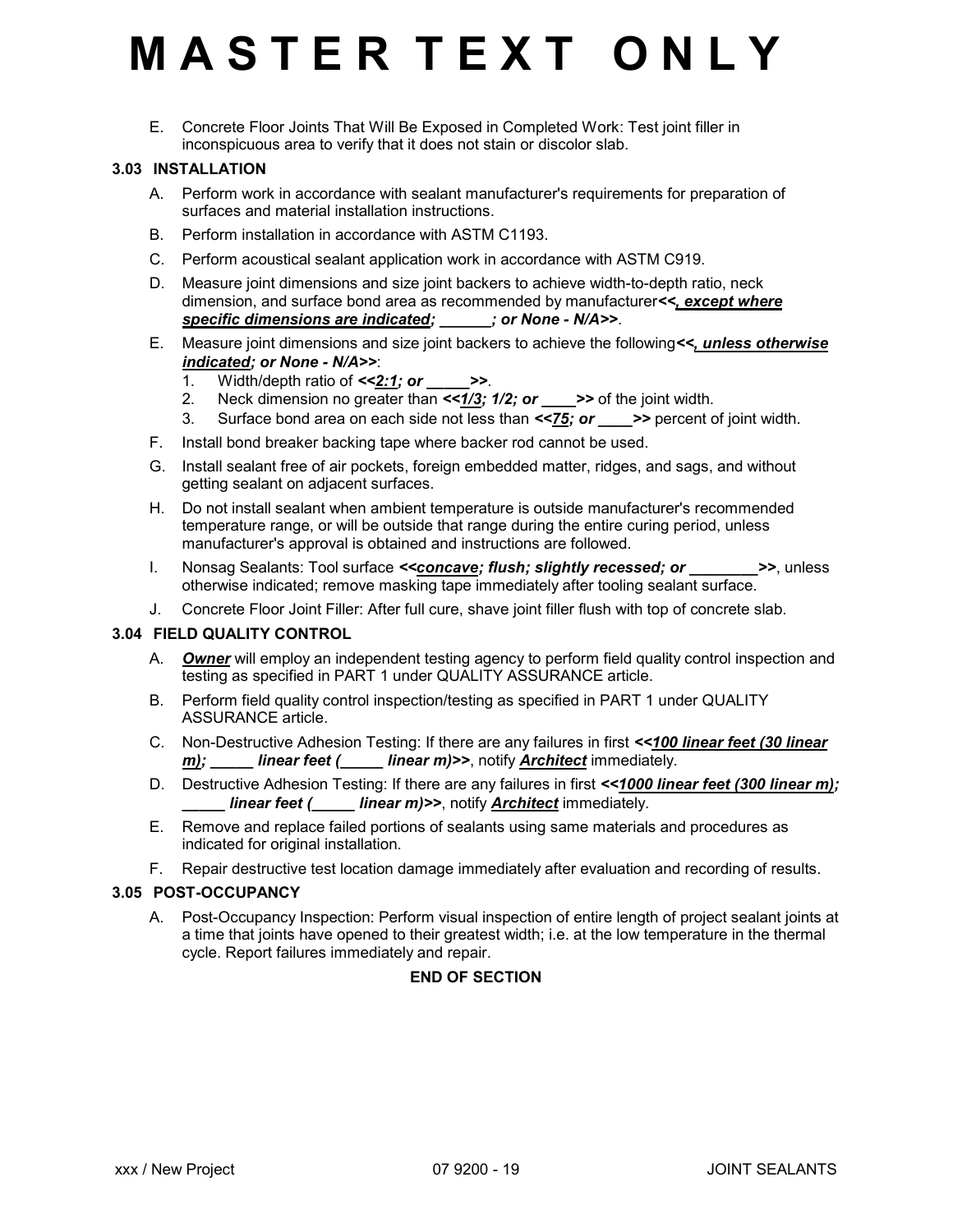# M A S T E R T E X T O N L Y

E. Concrete Floor Joints That Will Be Exposed in Completed Work: Test joint filler in inconspicuous area to verify that it does not stain or discolor slab.

### 3.03 INSTALLATION

A. Perform work in accordance with sealant manufacturer's requirements for preparation of surfaces and material installation instructions.

B. Perform installation in accordance with ASTM C1193.

C. Perform acoustical sealant application work in accordance with ASTM C919.

D. Measure joint dimensions and size joint backers to achieve width-to-depth ratio, neck dimension, and surface bond area as recommended by manufacturer***<<, except where specific dimensions are indicated; ______; or None - N/A>>***.

E. Measure joint dimensions and size joint backers to achieve the following***<<, unless otherwise indicated; or None - N/A>>***:

1. Width/depth ratio of ***<<2:1; or _____>>***.
2. Neck dimension no greater than ***<<1/3; 1/2; or ____>>*** of the joint width.
3. Surface bond area on each side not less than ***<<75; or ____>>*** percent of joint width.

F. Install bond breaker backing tape where backer rod cannot be used.

G. Install sealant free of air pockets, foreign embedded matter, ridges, and sags, and without getting sealant on adjacent surfaces.

H. Do not install sealant when ambient temperature is outside manufacturer's recommended temperature range, or will be outside that range during the entire curing period, unless manufacturer's approval is obtained and instructions are followed.

I. Nonsag Sealants: Tool surface ***<<concave; flush; slightly recessed; or ________>>***, unless otherwise indicated; remove masking tape immediately after tooling sealant surface.

J. Concrete Floor Joint Filler: After full cure, shave joint filler flush with top of concrete slab.

### 3.04 FIELD QUALITY CONTROL

A. ***Owner*** will employ an independent testing agency to perform field quality control inspection and testing as specified in PART 1 under QUALITY ASSURANCE article.

B. Perform field quality control inspection/testing as specified in PART 1 under QUALITY ASSURANCE article.

C. Non-Destructive Adhesion Testing: If there are any failures in first ***<<100 linear feet (30 linear m); _____ linear feet (_____ linear m)>>***, notify ***Architect*** immediately.

D. Destructive Adhesion Testing: If there are any failures in first ***<<1000 linear feet (300 linear m); _____ linear feet (_____ linear m)>>***, notify ***Architect*** immediately.

E. Remove and replace failed portions of sealants using same materials and procedures as indicated for original installation.

F. Repair destructive test location damage immediately after evaluation and recording of results.

### 3.05 POST-OCCUPANCY

A. Post-Occupancy Inspection: Perform visual inspection of entire length of project sealant joints at a time that joints have opened to their greatest width; i.e. at the low temperature in the thermal cycle. Report failures immediately and repair.

**END OF SECTION**